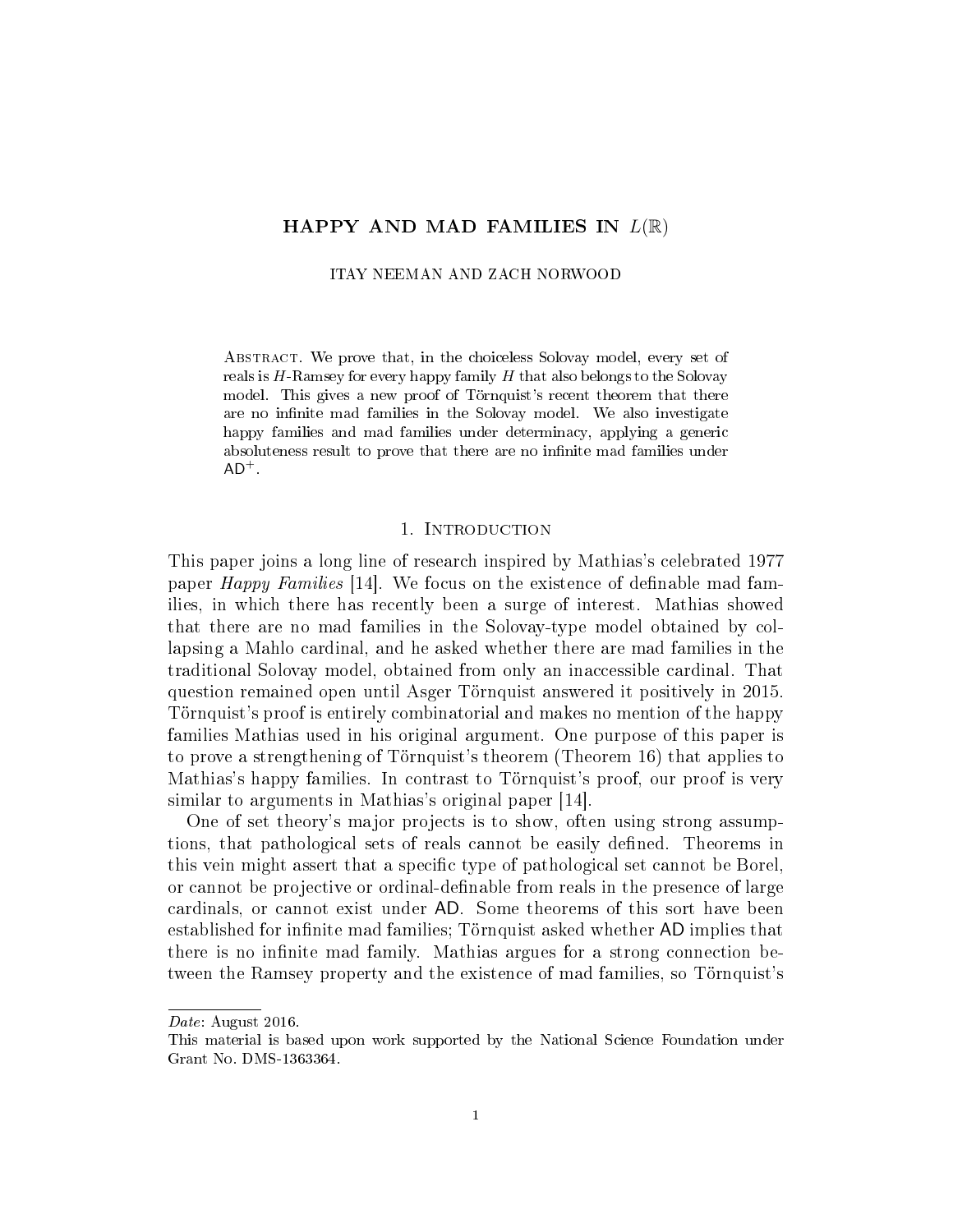# HAPPY AND MAD FAMILIES IN $L(\mathbb{R})$

ITAY NEEMAN AND ZACH NORWOOD

Abstract. We prove that, in the choiceless Solovay model, every set of reals is $H$-Ramsey for every happy family $H$ that also belongs to the Solovay model. This gives a new proof of Törnquist's recent theorem that there are no infinite mad families in the Solovay model. We also investigate happy families and mad families under determinacy, applying a generic absoluteness result to prove that there are no infinite mad families under $\mathsf{AD}^+$.

## 1. Introduction

This paper joins a long line of research inspired by Mathias's celebrated 1977 paper *Happy Families* [14]. We focus on the existence of definable mad families, in which there has recently been a surge of interest. Mathias showed that there are no mad families in the Solovay-type model obtained by collapsing a Mahlo cardinal, and he asked whether there are mad families in the traditional Solovay model, obtained from only an inaccessible cardinal. That question remained open until Asger Törnquist answered it positively in 2015. Törnquist's proof is entirely combinatorial and makes no mention of the happy families Mathias used in his original argument. One purpose of this paper is to prove a strengthening of Törnquist's theorem (Theorem 16) that applies to Mathias's happy families. In contrast to Törnquist's proof, our proof is very similar to arguments in Mathias's original paper [14].

One of set theory's major projects is to show, often using strong assumptions, that pathological sets of reals cannot be easily defined. Theorems in this vein might assert that a specific type of pathological set cannot be Borel, or cannot be projective or ordinal-definable from reals in the presence of large cardinals, or cannot exist under $\mathsf{AD}$. Some theorems of this sort have been established for infinite mad families; Törnquist asked whether $\mathsf{AD}$ implies that there is no infinite mad family. Mathias argues for a strong connection between the Ramsey property and the existence of mad families, so Törnquist's

*Date*: August 2016.

This material is based upon work supported by the National Science Foundation under Grant No. DMS-1363364.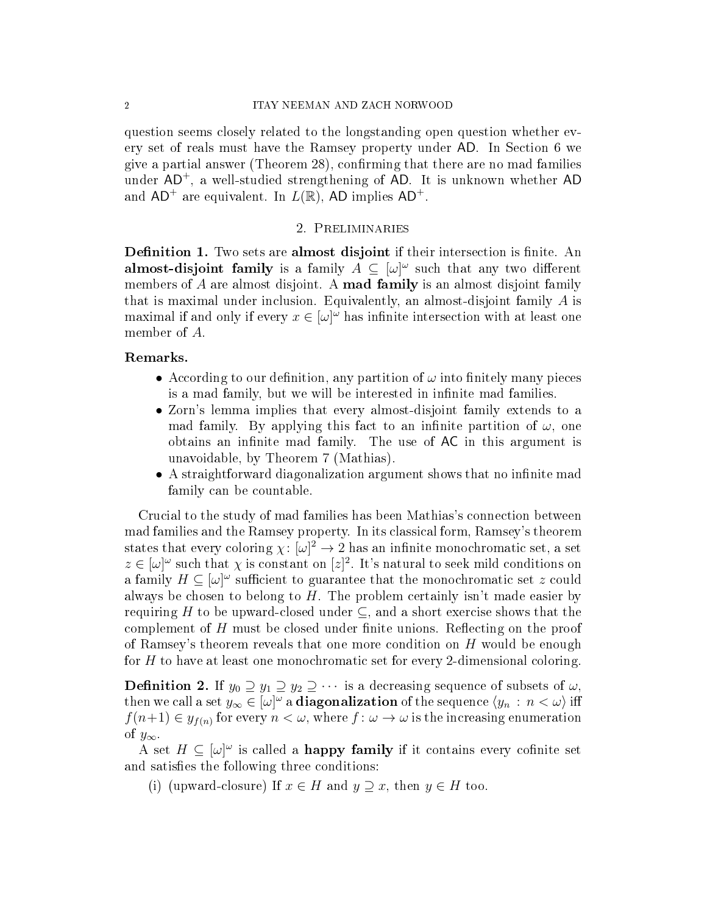question seems closely related to the longstanding open question whether every set of reals must have the Ramsey property under AD. In Section 6 we give a partial answer (Theorem 28), confirming that there are no mad families under $\mathsf{AD}^+$, a well-studied strengthening of AD. It is unknown whether AD and $\mathsf{AD}^+$ are equivalent. In $L(\mathbb{R})$, AD implies $\mathsf{AD}^+$.

## 2. Preliminaries

**Definition 1.** Two sets are **almost disjoint** if their intersection is finite. An **almost-disjoint family** is a family $A \subseteq [\omega]^\omega$ such that any two different members of $A$ are almost disjoint. A **mad family** is an almost disjoint family that is maximal under inclusion. Equivalently, an almost-disjoint family $A$ is maximal if and only if every $x \in [\omega]^\omega$ has infinite intersection with at least one member of $A$.

**Remarks.**

- According to our definition, any partition of $\omega$ into finitely many pieces is a mad family, but we will be interested in infinite mad families.
- Zorn's lemma implies that every almost-disjoint family extends to a mad family. By applying this fact to an infinite partition of $\omega$, one obtains an infinite mad family. The use of AC in this argument is unavoidable, by Theorem 7 (Mathias).
- A straightforward diagonalization argument shows that no infinite mad family can be countable.

Crucial to the study of mad families has been Mathias's connection between mad families and the Ramsey property. In its classical form, Ramsey's theorem states that every coloring $\chi\colon [\omega]^2 \to 2$ has an infinite monochromatic set, a set $z \in [\omega]^\omega$ such that $\chi$ is constant on $[z]^2$. It's natural to seek mild conditions on a family $H \subseteq [\omega]^\omega$ sufficient to guarantee that the monochromatic set $z$ could always be chosen to belong to $H$. The problem certainly isn't made easier by requiring $H$ to be upward-closed under $\subseteq$, and a short exercise shows that the complement of $H$ must be closed under finite unions. Reflecting on the proof of Ramsey's theorem reveals that one more condition on $H$ would be enough for $H$ to have at least one monochromatic set for every 2-dimensional coloring.

**Definition 2.** If $y_0 \supseteq y_1 \supseteq y_2 \supseteq \cdots$ is a decreasing sequence of subsets of $\omega$, then we call a set $y_\infty \in [\omega]^\omega$ a **diagonalization** of the sequence $\langle y_n : n < \omega \rangle$ iff $f(n+1) \in y_{f(n)}$ for every $n < \omega$, where $f\colon \omega \to \omega$ is the increasing enumeration of $y_\infty$.

A set $H \subseteq [\omega]^\omega$ is called a **happy family** if it contains every cofinite set and satisfies the following three conditions:

(i) (upward-closure) If $x \in H$ and $y \supseteq x$, then $y \in H$ too.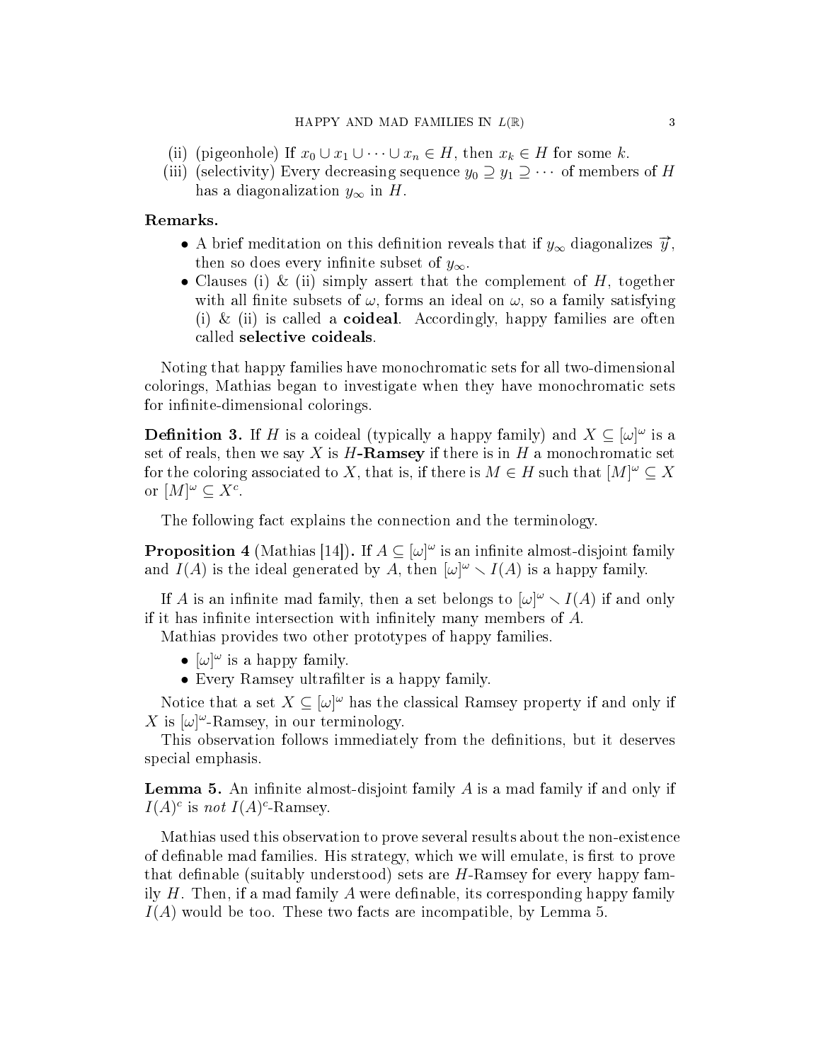(ii) (pigeonhole) If $x_0 \cup x_1 \cup \cdots \cup x_n \in H$, then $x_k \in H$ for some $k$.

(iii) (selectivity) Every decreasing sequence $y_0 \supseteq y_1 \supseteq \cdots$ of members of $H$ has a diagonalization $y_\infty$ in $H$.

**Remarks.**

- A brief meditation on this definition reveals that if $y_\infty$ diagonalizes $\vec{y}$, then so does every infinite subset of $y_\infty$.
- Clauses (i) & (ii) simply assert that the complement of $H$, together with all finite subsets of $\omega$, forms an ideal on $\omega$, so a family satisfying (i) & (ii) is called a **coideal**. Accordingly, happy families are often called **selective coideals**.

Noting that happy families have monochromatic sets for all two-dimensional colorings, Mathias began to investigate when they have monochromatic sets for infinite-dimensional colorings.

**Definition 3.** If $H$ is a coideal (typically a happy family) and $X \subseteq [\omega]^\omega$ is a set of reals, then we say $X$ is $H$**-Ramsey** if there is in $H$ a monochromatic set for the coloring associated to $X$, that is, if there is $M \in H$ such that $[M]^\omega \subseteq X$ or $[M]^\omega \subseteq X^c$.

The following fact explains the connection and the terminology.

**Proposition 4** (Mathias [14])**.** *If $A \subseteq [\omega]^\omega$ is an infinite almost-disjoint family and $I(A)$ is the ideal generated by $A$, then $[\omega]^\omega \smallsetminus I(A)$ is a happy family.*

If $A$ is an infinite mad family, then a set belongs to $[\omega]^\omega \smallsetminus I(A)$ if and only if it has infinite intersection with infinitely many members of $A$.

Mathias provides two other prototypes of happy families.

- $[\omega]^\omega$ is a happy family.
- Every Ramsey ultrafilter is a happy family.

Notice that a set $X \subseteq [\omega]^\omega$ has the classical Ramsey property if and only if $X$ is $[\omega]^\omega$-Ramsey, in our terminology.

This observation follows immediately from the definitions, but it deserves special emphasis.

**Lemma 5.** *An infinite almost-disjoint family $A$ is a mad family if and only if $I(A)^c$ is* not *$I(A)^c$-Ramsey.*

Mathias used this observation to prove several results about the non-existence of definable mad families. His strategy, which we will emulate, is first to prove that definable (suitably understood) sets are $H$-Ramsey for every happy family $H$. Then, if a mad family $A$ were definable, its corresponding happy family $I(A)$ would be too. These two facts are incompatible, by Lemma 5.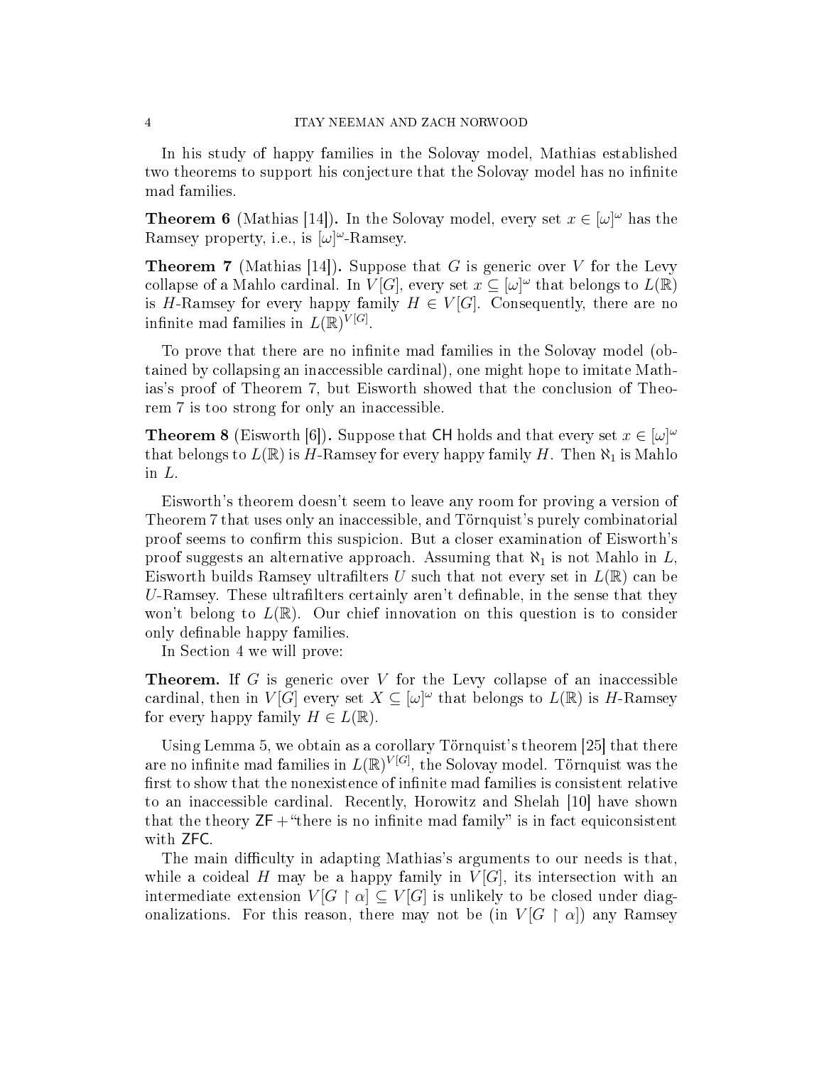In his study of happy families in the Solovay model, Mathias established two theorems to support his conjecture that the Solovay model has no infinite mad families.

**Theorem 6** (Mathias [14])**.** In the Solovay model, every set $x \in [\omega]^\omega$ has the Ramsey property, i.e., is $[\omega]^\omega$-Ramsey.

**Theorem 7** (Mathias [14])**.** Suppose that $G$ is generic over $V$ for the Levy collapse of a Mahlo cardinal. In $V[G]$, every set $x \subseteq [\omega]^\omega$ that belongs to $L(\mathbb{R})$ is $H$-Ramsey for every happy family $H \in V[G]$. Consequently, there are no infinite mad families in $L(\mathbb{R})^{V[G]}$.

To prove that there are no infinite mad families in the Solovay model (obtained by collapsing an inaccessible cardinal), one might hope to imitate Mathias's proof of Theorem 7, but Eisworth showed that the conclusion of Theorem 7 is too strong for only an inaccessible.

**Theorem 8** (Eisworth [6])**.** Suppose that $\mathsf{CH}$ holds and that every set $x \in [\omega]^\omega$ that belongs to $L(\mathbb{R})$ is $H$-Ramsey for every happy family $H$. Then $\aleph_1$ is Mahlo in $L$.

Eisworth's theorem doesn't seem to leave any room for proving a version of Theorem 7 that uses only an inaccessible, and Törnquist's purely combinatorial proof seems to confirm this suspicion. But a closer examination of Eisworth's proof suggests an alternative approach. Assuming that $\aleph_1$ is not Mahlo in $L$, Eisworth builds Ramsey ultrafilters $U$ such that not every set in $L(\mathbb{R})$ can be $U$-Ramsey. These ultrafilters certainly aren't definable, in the sense that they won't belong to $L(\mathbb{R})$. Our chief innovation on this question is to consider only definable happy families.

In Section 4 we will prove:

**Theorem.** If $G$ is generic over $V$ for the Levy collapse of an inaccessible cardinal, then in $V[G]$ every set $X \subseteq [\omega]^\omega$ that belongs to $L(\mathbb{R})$ is $H$-Ramsey for every happy family $H \in L(\mathbb{R})$.

Using Lemma 5, we obtain as a corollary Törnquist's theorem [25] that there are no infinite mad families in $L(\mathbb{R})^{V[G]}$, the Solovay model. Törnquist was the first to show that the nonexistence of infinite mad families is consistent relative to an inaccessible cardinal. Recently, Horowitz and Shelah [10] have shown that the theory $\mathsf{ZF}$ + "there is no infinite mad family" is in fact equiconsistent with $\mathsf{ZFC}$.

The main difficulty in adapting Mathias's arguments to our needs is that, while a coideal $H$ may be a happy family in $V[G]$, its intersection with an intermediate extension $V[G \restriction \alpha] \subseteq V[G]$ is unlikely to be closed under diagonalizations. For this reason, there may not be (in $V[G \restriction \alpha]$) any Ramsey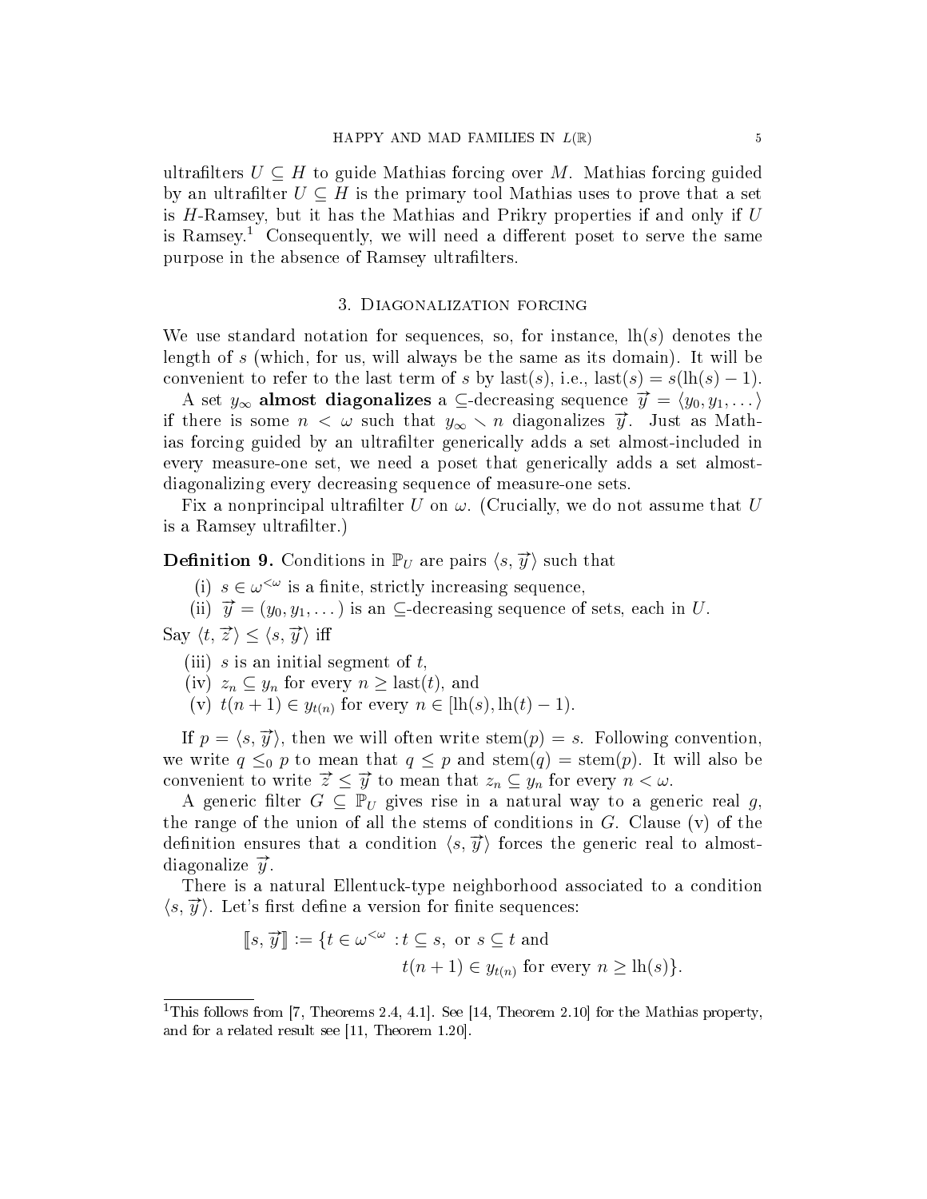ultrafilters $U \subseteq H$ to guide Mathias forcing over $M$. Mathias forcing guided by an ultrafilter $U \subseteq H$ is the primary tool Mathias uses to prove that a set is $H$-Ramsey, but it has the Mathias and Prikry properties if and only if $U$ is Ramsey.[1] Consequently, we will need a different poset to serve the same purpose in the absence of Ramsey ultrafilters.

## 3. Diagonalization forcing

We use standard notation for sequences, so, for instance, $\mathrm{lh}(s)$ denotes the length of $s$ (which, for us, will always be the same as its domain). It will be convenient to refer to the last term of $s$ by $\mathrm{last}(s)$, i.e., $\mathrm{last}(s) = s(\mathrm{lh}(s) - 1)$.

A set $y_\infty$ **almost diagonalizes** a $\subseteq$-decreasing sequence $\vec{y} = \langle y_0, y_1, \dots \rangle$ if there is some $n < \omega$ such that $y_\infty \smallsetminus n$ diagonalizes $\vec{y}$. Just as Mathias forcing guided by an ultrafilter generically adds a set almost-included in every measure-one set, we need a poset that generically adds a set almost-diagonalizing every decreasing sequence of measure-one sets.

Fix a nonprincipal ultrafilter $U$ on $\omega$. (Crucially, we do not assume that $U$ is a Ramsey ultrafilter.)

**Definition 9.** Conditions in $\mathbb{P}_U$ are pairs $\langle s, \vec{y} \rangle$ such that

(i) $s \in \omega^{<\omega}$ is a finite, strictly increasing sequence,
(ii) $\vec{y} = (y_0, y_1, \dots)$ is an $\subseteq$-decreasing sequence of sets, each in $U$.

Say $\langle t, \vec{z} \rangle \leq \langle s, \vec{y} \rangle$ iff

(iii) $s$ is an initial segment of $t$,
(iv) $z_n \subseteq y_n$ for every $n \geq \mathrm{last}(t)$, and
(v) $t(n+1) \in y_{t(n)}$ for every $n \in [\mathrm{lh}(s), \mathrm{lh}(t) - 1)$.

If $p = \langle s, \vec{y} \rangle$, then we will often write $\mathrm{stem}(p) = s$. Following convention, we write $q \leq_0 p$ to mean that $q \leq p$ and $\mathrm{stem}(q) = \mathrm{stem}(p)$. It will also be convenient to write $\vec{z} \leq \vec{y}$ to mean that $z_n \subseteq y_n$ for every $n < \omega$.

A generic filter $G \subseteq \mathbb{P}_U$ gives rise in a natural way to a generic real $g$, the range of the union of all the stems of conditions in $G$. Clause (v) of the definition ensures that a condition $\langle s, \vec{y} \rangle$ forces the generic real to almost-diagonalize $\vec{y}$.

There is a natural Ellentuck-type neighborhood associated to a condition $\langle s, \vec{y} \rangle$. Let's first define a version for finite sequences:

$$[\![ s, \vec{y} ]\!] := \{t \in \omega^{<\omega} : t \subseteq s, \text{ or } s \subseteq t \text{ and } t(n+1) \in y_{t(n)} \text{ for every } n \geq \mathrm{lh}(s)\}.$$

[1] This follows from [7, Theorems 2.4, 4.1]. See [14, Theorem 2.10] for the Mathias property, and for a related result see [11, Theorem 1.20].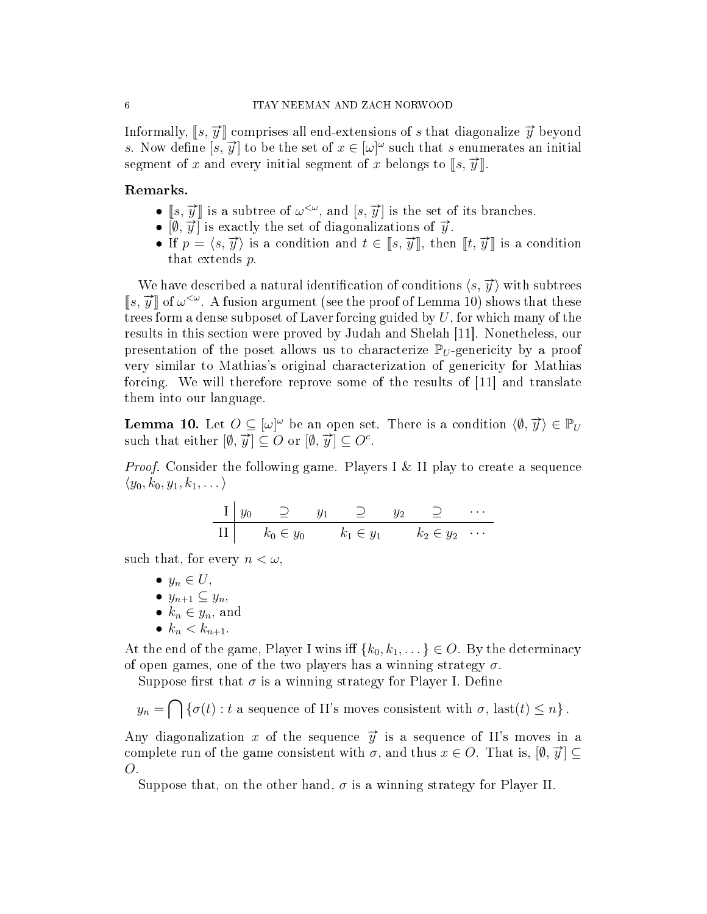Informally, $[\![s, \vec{y}]\!]$ comprises all end-extensions of $s$ that diagonalize $\vec{y}$ beyond $s$. Now define $[s, \vec{y}]$ to be the set of $x \in [\omega]^\omega$ such that $s$ enumerates an initial segment of $x$ and every initial segment of $x$ belongs to $[\![s, \vec{y}]\!]$.

**Remarks.**

- $[\![s, \vec{y}]\!]$ is a subtree of $\omega^{<\omega}$, and $[s, \vec{y}]$ is the set of its branches.
- $[\emptyset, \vec{y}]$ is exactly the set of diagonalizations of $\vec{y}$.
- If $p = \langle s, \vec{y} \rangle$ is a condition and $t \in [\![s, \vec{y}]\!]$, then $[\![t, \vec{y}]\!]$ is a condition that extends $p$.

We have described a natural identification of conditions $\langle s, \vec{y} \rangle$ with subtrees $[\![s, \vec{y}]\!]$ of $\omega^{<\omega}$. A fusion argument (see the proof of Lemma 10) shows that these trees form a dense subposet of Laver forcing guided by $U$, for which many of the results in this section were proved by Judah and Shelah [11]. Nonetheless, our presentation of the poset allows us to characterize $\mathbb{P}_U$-genericity by a proof very similar to Mathias's original characterization of genericity for Mathias forcing. We will therefore reprove some of the results of [11] and translate them into our language.

**Lemma 10.** Let $O \subseteq [\omega]^\omega$ be an open set. There is a condition $\langle \emptyset, \vec{y} \rangle \in \mathbb{P}_U$ such that either $[\emptyset, \vec{y}] \subseteq O$ or $[\emptyset, \vec{y}] \subseteq O^c$.

*Proof.* Consider the following game. Players I & II play to create a sequence $\langle y_0, k_0, y_1, k_1, \dots \rangle$

| I | $y_0$ | $\supseteq$ | $y_1$ | $\supseteq$ | $y_2$ | $\supseteq$ | $\cdots$ |
|---|---|---|---|---|---|---|---|
| II | | $k_0 \in y_0$ | | $k_1 \in y_1$ | | $k_2 \in y_2$ | $\cdots$ |

such that, for every $n < \omega$,

- $y_n \in U$,
- $y_{n+1} \subseteq y_n$,
- $k_n \in y_n$, and
- $k_n < k_{n+1}$.

At the end of the game, Player I wins iff $\{k_0, k_1, \dots\} \in O$. By the determinacy of open games, one of the two players has a winning strategy $\sigma$.

Suppose first that $\sigma$ is a winning strategy for Player I. Define

$$y_n = \bigcap \{\sigma(t) : t \text{ a sequence of II's moves consistent with } \sigma, \, \text{last}(t) \leq n\}.$$

Any diagonalization $x$ of the sequence $\vec{y}$ is a sequence of II's moves in a complete run of the game consistent with $\sigma$, and thus $x \in O$. That is, $[\emptyset, \vec{y}] \subseteq O$.

Suppose that, on the other hand, $\sigma$ is a winning strategy for Player II.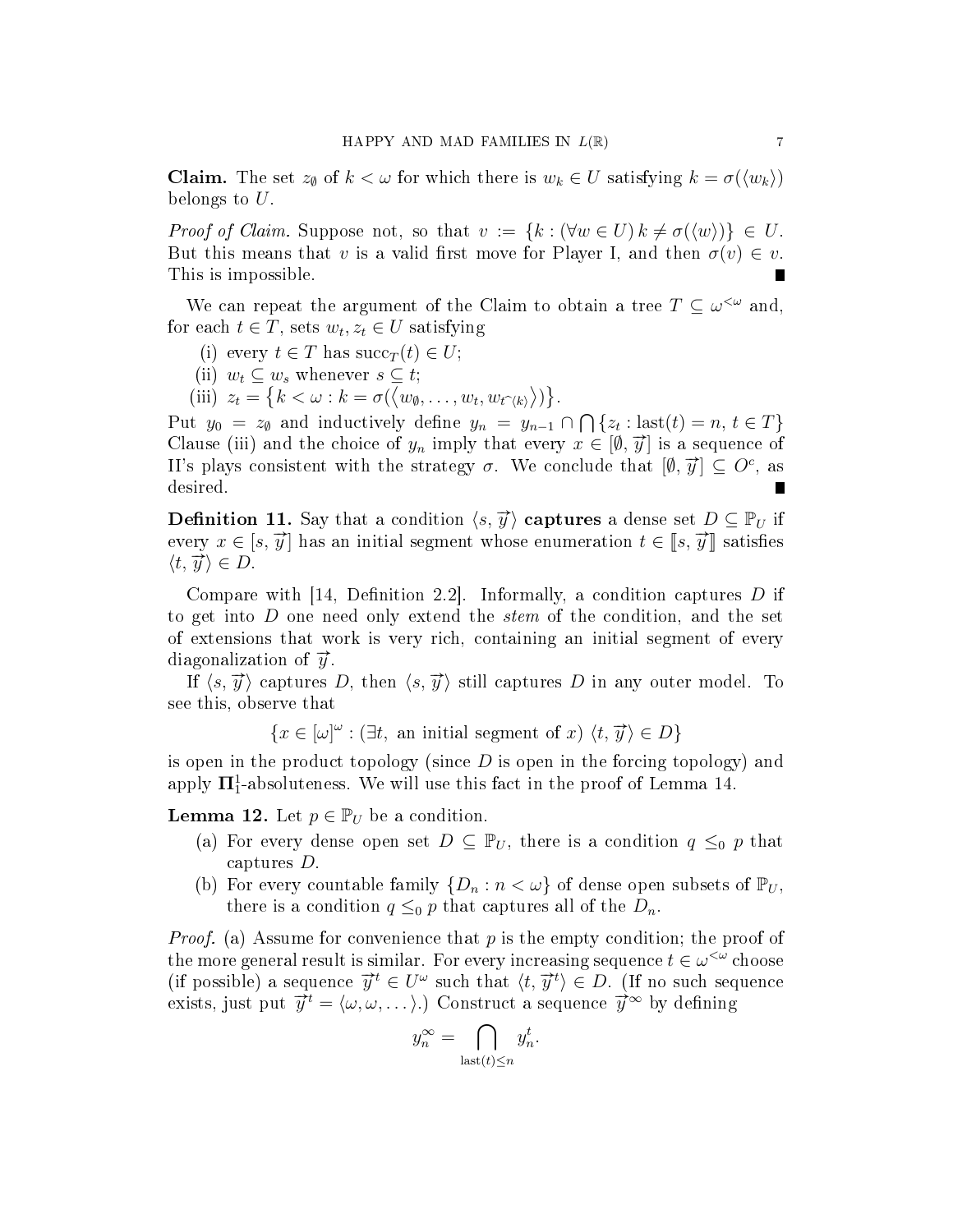**Claim.** The set $z_\emptyset$ of $k < \omega$ for which there is $w_k \in U$ satisfying $k = \sigma(\langle w_k \rangle)$ belongs to $U$.

*Proof of Claim.* Suppose not, so that $v := \{k : (\forall w \in U)\, k \neq \sigma(\langle w \rangle)\} \in U$. But this means that $v$ is a valid first move for Player I, and then $\sigma(v) \in v$. This is impossible. ∎

We can repeat the argument of the Claim to obtain a tree $T \subseteq \omega^{<\omega}$ and, for each $t \in T$, sets $w_t, z_t \in U$ satisfying

(i) every $t \in T$ has $\operatorname{succ}_T(t) \in U$;
(ii) $w_t \subseteq w_s$ whenever $s \subseteq t$;
(iii) $z_t = \left\{k < \omega : k = \sigma(\left\langle w_\emptyset, \dots, w_t, w_{t^\frown\langle k \rangle} \right\rangle)\right\}$.

Put $y_0 = z_\emptyset$ and inductively define $y_n = y_{n-1} \cap \bigcap \{z_t : \operatorname{last}(t) = n,\, t \in T\}$ Clause (iii) and the choice of $y_n$ imply that every $x \in [\emptyset, \vec{y}]$ is a sequence of II's plays consistent with the strategy $\sigma$. We conclude that $[\emptyset, \vec{y}] \subseteq O^c$, as desired. ∎

**Definition 11.** Say that a condition $\langle s, \vec{y} \rangle$ **captures** a dense set $D \subseteq \mathbb{P}_U$ if every $x \in [s, \vec{y}]$ has an initial segment whose enumeration $t \in [\![s, \vec{y}]\!]$ satisfies $\langle t, \vec{y} \rangle \in D$.

Compare with [14, Definition 2.2]. Informally, a condition captures $D$ if to get into $D$ one need only extend the *stem* of the condition, and the set of extensions that work is very rich, containing an initial segment of every diagonalization of $\vec{y}$.

If $\langle s, \vec{y} \rangle$ captures $D$, then $\langle s, \vec{y} \rangle$ still captures $D$ in any outer model. To see this, observe that

$$\{x \in [\omega]^\omega : (\exists t, \text{ an initial segment of } x)\ \langle t, \vec{y} \rangle \in D\}$$

is open in the product topology (since $D$ is open in the forcing topology) and apply $\mathbf{\Pi}^1_1$-absoluteness. We will use this fact in the proof of Lemma 14.

**Lemma 12.** Let $p \in \mathbb{P}_U$ be a condition.

(a) For every dense open set $D \subseteq \mathbb{P}_U$, there is a condition $q \leq_0 p$ that captures $D$.
(b) For every countable family $\{D_n : n < \omega\}$ of dense open subsets of $\mathbb{P}_U$, there is a condition $q \leq_0 p$ that captures all of the $D_n$.

*Proof.* (a) Assume for convenience that $p$ is the empty condition; the proof of the more general result is similar. For every increasing sequence $t \in \omega^{<\omega}$ choose (if possible) a sequence $\vec{y}^t \in U^\omega$ such that $\langle t, \vec{y}^t \rangle \in D$. (If no such sequence exists, just put $\vec{y}^t = \langle \omega, \omega, \dots \rangle$.) Construct a sequence $\vec{y}^\infty$ by defining

$$y^\infty_n = \bigcap_{\operatorname{last}(t) \leq n} y^t_n.$$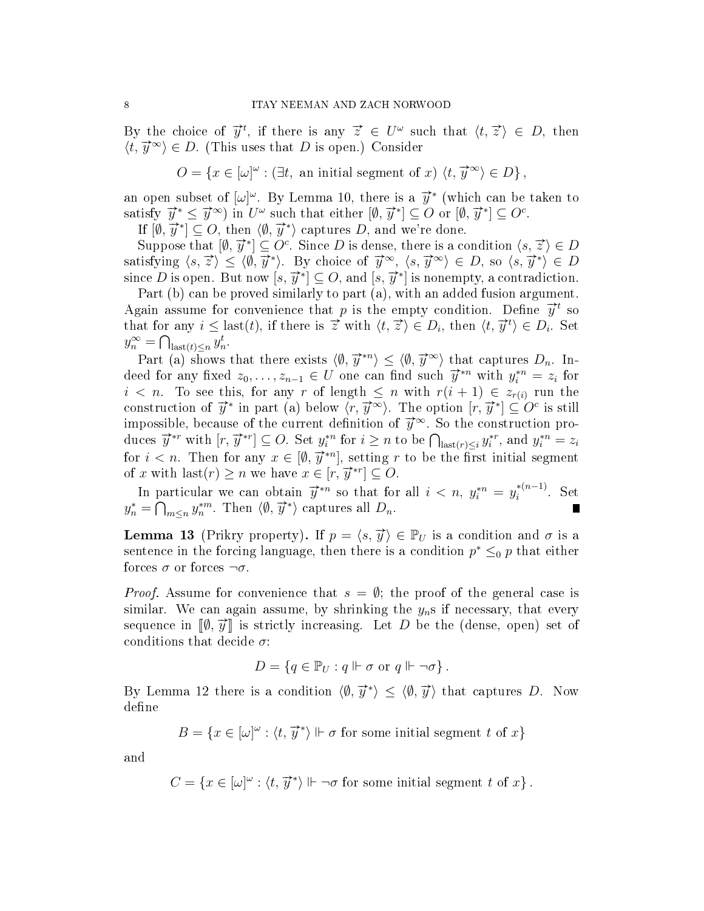By the choice of $\vec{y}^t$, if there is any $\vec{z} \in U^\omega$ such that $\langle t, \vec{z}\rangle \in D$, then $\langle t, \vec{y}^\infty\rangle \in D$. (This uses that $D$ is open.) Consider

$$O = \{x \in [\omega]^\omega : (\exists t, \text{ an initial segment of } x)\ \langle t, \vec{y}^\infty\rangle \in D\},$$

an open subset of $[\omega]^\omega$. By Lemma 10, there is a $\vec{y}^*$ (which can be taken to satisfy $\vec{y}^* \leq \vec{y}^\infty$) in $U^\omega$ such that either $[\emptyset, \vec{y}^*] \subseteq O$ or $[\emptyset, \vec{y}^*] \subseteq O^c$.

If $[\emptyset, \vec{y}^*] \subseteq O$, then $\langle \emptyset, \vec{y}^*\rangle$ captures $D$, and we're done.

Suppose that $[\emptyset, \vec{y}^*] \subseteq O^c$. Since $D$ is dense, there is a condition $\langle s, \vec{z}\rangle \in D$ satisfying $\langle s, \vec{z}\rangle \leq \langle \emptyset, \vec{y}^*\rangle$. By choice of $\vec{y}^\infty$, $\langle s, \vec{y}^\infty\rangle \in D$, so $\langle s, \vec{y}^*\rangle \in D$ since $D$ is open. But now $[s, \vec{y}^*] \subseteq O$, and $[s, \vec{y}^*]$ is nonempty, a contradiction.

Part (b) can be proved similarly to part (a), with an added fusion argument. Again assume for convenience that $p$ is the empty condition. Define $\vec{y}^t$ so that for any $i \leq \operatorname{last}(t)$, if there is $\vec{z}$ with $\langle t, \vec{z}\rangle \in D_i$, then $\langle t, \vec{y}^t\rangle \in D_i$. Set $y^\infty_n = \bigcap_{\operatorname{last}(t)\leq n} y^t_n$.

Part (a) shows that there exists $\langle \emptyset, \vec{y}^{*n}\rangle \leq \langle \emptyset, \vec{y}^\infty\rangle$ that captures $D_n$. Indeed for any fixed $z_0, \ldots, z_{n-1} \in U$ one can find such $\vec{y}^{*n}$ with $y^{*n}_i = z_i$ for $i < n$. To see this, for any $r$ of length $\leq n$ with $r(i+1) \in z_{r(i)}$ run the construction of $\vec{y}^*$ in part (a) below $\langle r, \vec{y}^\infty\rangle$. The option $[r, \vec{y}^*] \subseteq O^c$ is still impossible, because of the current definition of $\vec{y}^\infty$. So the construction produces $\vec{y}^{*r}$ with $[r, \vec{y}^{*r}] \subseteq O$. Set $y^{*n}_i$ for $i \geq n$ to be $\bigcap_{\operatorname{last}(r)\leq i} y^{*r}_i$, and $y^{*n}_i = z_i$ for $i < n$. Then for any $x \in [\emptyset, \vec{y}^{*n}]$, setting $r$ to be the first initial segment of $x$ with $\operatorname{last}(r) \geq n$ we have $x \in [r, \vec{y}^{*r}] \subseteq O$.

In particular we can obtain $\vec{y}^{*n}$ so that for all $i < n$, $y^{*n}_i = y^{*(n-1)}_i$. Set $y^*_n = \bigcap_{m\leq n} y^{*m}_n$. Then $\langle \emptyset, \vec{y}^*\rangle$ captures all $D_n$. ∎

**Lemma 13** (Prikry property)**.** *If $p = \langle s, \vec{y}\rangle \in \mathbb{P}_U$ is a condition and $\sigma$ is a sentence in the forcing language, then there is a condition $p^* \leq_0 p$ that either forces $\sigma$ or forces $\neg\sigma$.*

*Proof.* Assume for convenience that $s = \emptyset$; the proof of the general case is similar. We can again assume, by shrinking the $y_n$s if necessary, that every sequence in $[\![\emptyset, \vec{y}]\!]$ is strictly increasing. Let $D$ be the (dense, open) set of conditions that decide $\sigma$:

$$D = \{q \in \mathbb{P}_U : q \Vdash \sigma \text{ or } q \Vdash \neg\sigma\}.$$

By Lemma 12 there is a condition $\langle \emptyset, \vec{y}^*\rangle \leq \langle \emptyset, \vec{y}\rangle$ that captures $D$. Now define

$$B = \{x \in [\omega]^\omega : \langle t, \vec{y}^*\rangle \Vdash \sigma \text{ for some initial segment } t \text{ of } x\}$$

and

$$C = \{x \in [\omega]^\omega : \langle t, \vec{y}^*\rangle \Vdash \neg\sigma \text{ for some initial segment } t \text{ of } x\}.$$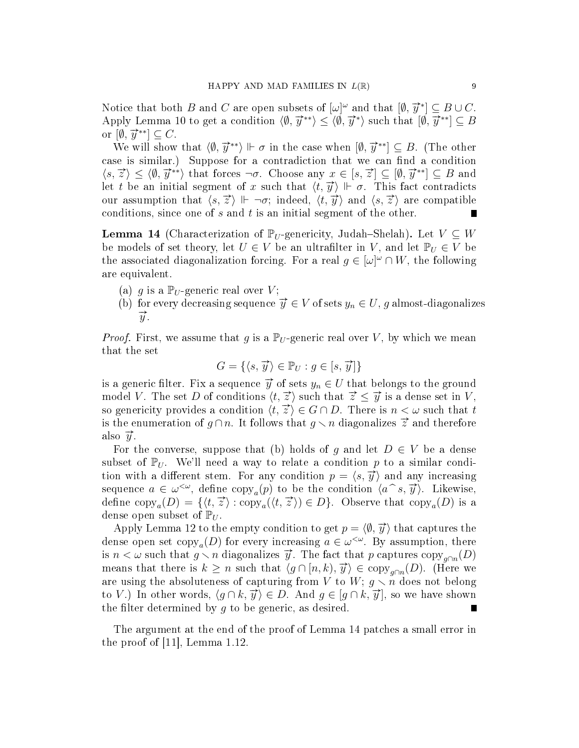Notice that both $B$ and $C$ are open subsets of $[\omega]^\omega$ and that $[\emptyset, \vec{y}^*] \subseteq B \cup C$. Apply Lemma 10 to get a condition $\langle \emptyset, \vec{y}^{**} \rangle \leq \langle \emptyset, \vec{y}^* \rangle$ such that $[\emptyset, \vec{y}^{**}] \subseteq B$ or $[\emptyset, \vec{y}^{**}] \subseteq C$.

We will show that $\langle \emptyset, \vec{y}^{**} \rangle \Vdash \sigma$ in the case when $[\emptyset, \vec{y}^{**}] \subseteq B$. (The other case is similar.) Suppose for a contradiction that we can find a condition $\langle s, \vec{z} \rangle \leq \langle \emptyset, \vec{y}^{**} \rangle$ that forces $\neg\sigma$. Choose any $x \in [s, \vec{z}] \subseteq [\emptyset, \vec{y}^{**}] \subseteq B$ and let $t$ be an initial segment of $x$ such that $\langle t, \vec{y} \rangle \Vdash \sigma$. This fact contradicts our assumption that $\langle s, \vec{z} \rangle \Vdash \neg\sigma$; indeed, $\langle t, \vec{y} \rangle$ and $\langle s, \vec{z} \rangle$ are compatible conditions, since one of $s$ and $t$ is an initial segment of the other. ∎

**Lemma 14** (Characterization of $\mathbb{P}_U$-genericity, Judah–Shelah)**.** Let $V \subseteq W$ be models of set theory, let $U \in V$ be an ultrafilter in $V$, and let $\mathbb{P}_U \in V$ be the associated diagonalization forcing. For a real $g \in [\omega]^\omega \cap W$, the following are equivalent.

(a) $g$ is a $\mathbb{P}_U$-generic real over $V$;

(b) for every decreasing sequence $\vec{y} \in V$ of sets $y_n \in U$, $g$ almost-diagonalizes $\vec{y}$.

*Proof.* First, we assume that $g$ is a $\mathbb{P}_U$-generic real over $V$, by which we mean that the set

$$G = \{\langle s, \vec{y} \rangle \in \mathbb{P}_U : g \in [s, \vec{y}]\}$$

is a generic filter. Fix a sequence $\vec{y}$ of sets $y_n \in U$ that belongs to the ground model $V$. The set $D$ of conditions $\langle t, \vec{z} \rangle$ such that $\vec{z} \leq \vec{y}$ is a dense set in $V$, so genericity provides a condition $\langle t, \vec{z} \rangle \in G \cap D$. There is $n < \omega$ such that $t$ is the enumeration of $g \cap n$. It follows that $g \smallsetminus n$ diagonalizes $\vec{z}$ and therefore also $\vec{y}$.

For the converse, suppose that (b) holds of $g$ and let $D \in V$ be a dense subset of $\mathbb{P}_U$. We'll need a way to relate a condition $p$ to a similar condition with a different stem. For any condition $p = \langle s, \vec{y} \rangle$ and any increasing sequence $a \in \omega^{<\omega}$, define $\mathrm{copy}_a(p)$ to be the condition $\langle a^\frown s, \vec{y} \rangle$. Likewise, define $\mathrm{copy}_a(D) = \{\langle t, \vec{z} \rangle : \mathrm{copy}_a(\langle t, \vec{z} \rangle) \in D\}$. Observe that $\mathrm{copy}_a(D)$ is a dense open subset of $\mathbb{P}_U$.

Apply Lemma 12 to the empty condition to get $p = \langle \emptyset, \vec{y} \rangle$ that captures the dense open set $\mathrm{copy}_a(D)$ for every increasing $a \in \omega^{<\omega}$. By assumption, there is $n < \omega$ such that $g \smallsetminus n$ diagonalizes $\vec{y}$. The fact that $p$ captures $\mathrm{copy}_{g \cap n}(D)$ means that there is $k \geq n$ such that $\langle g \cap [n, k), \vec{y} \rangle \in \mathrm{copy}_{g \cap n}(D)$. (Here we are using the absoluteness of capturing from $V$ to $W$; $g \smallsetminus n$ does not belong to $V$.) In other words, $\langle g \cap k, \vec{y} \rangle \in D$. And $g \in [g \cap k, \vec{y}]$, so we have shown the filter determined by $g$ to be generic, as desired. ∎

The argument at the end of the proof of Lemma 14 patches a small error in the proof of [11], Lemma 1.12.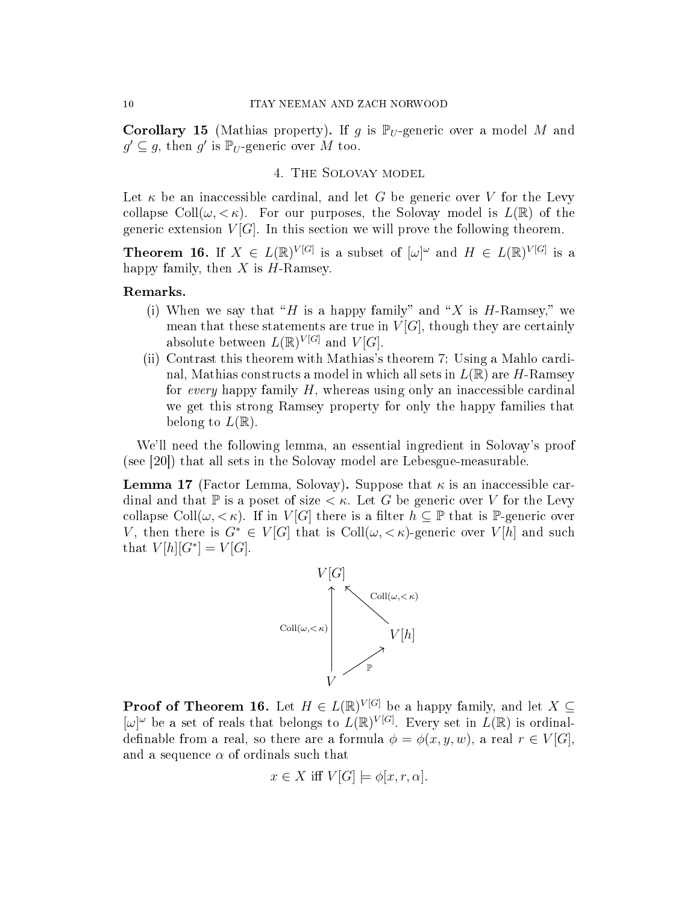**Corollary 15** (Mathias property)**.** If $g$ is $\mathbb{P}_U$-generic over a model $M$ and $g' \subseteq g$, then $g'$ is $\mathbb{P}_U$-generic over $M$ too.

## 4. The Solovay model

Let $\kappa$ be an inaccessible cardinal, and let $G$ be generic over $V$ for the Levy collapse $\mathrm{Coll}(\omega, {<}\kappa)$. For our purposes, the Solovay model is $L(\mathbb{R})$ of the generic extension $V[G]$. In this section we will prove the following theorem.

**Theorem 16.** If $X \in L(\mathbb{R})^{V[G]}$ is a subset of $[\omega]^\omega$ and $H \in L(\mathbb{R})^{V[G]}$ is a happy family, then $X$ is $H$-Ramsey.

**Remarks.**

(i) When we say that "$H$ is a happy family" and "$X$ is $H$-Ramsey," we mean that these statements are true in $V[G]$, though they are certainly absolute between $L(\mathbb{R})^{V[G]}$ and $V[G]$.

(ii) Contrast this theorem with Mathias's theorem 7: Using a Mahlo cardinal, Mathias constructs a model in which all sets in $L(\mathbb{R})$ are $H$-Ramsey for *every* happy family $H$, whereas using only an inaccessible cardinal we get this strong Ramsey property for only the happy families that belong to $L(\mathbb{R})$.

We'll need the following lemma, an essential ingredient in Solovay's proof (see [20]) that all sets in the Solovay model are Lebesgue-measurable.

**Lemma 17** (Factor Lemma, Solovay)**.** Suppose that $\kappa$ is an inaccessible cardinal and that $\mathbb{P}$ is a poset of size $< \kappa$. Let $G$ be generic over $V$ for the Levy collapse $\mathrm{Coll}(\omega, {<}\kappa)$. If in $V[G]$ there is a filter $h \subseteq \mathbb{P}$ that is $\mathbb{P}$-generic over $V$, then there is $G^* \in V[G]$ that is $\mathrm{Coll}(\omega, {<}\kappa)$-generic over $V[h]$ and such that $V[h][G^*] = V[G]$.

$$\begin{array}{ccc} V[G] & \xleftarrow{\mathrm{Coll}(\omega,<\kappa)} & V[h] \\ \uparrow{\scriptstyle \mathrm{Coll}(\omega,<\kappa)} & \nearrow{\scriptstyle \mathbb{P}} & \\ V & & \end{array}$$

**Proof of Theorem 16.** Let $H \in L(\mathbb{R})^{V[G]}$ be a happy family, and let $X \subseteq [\omega]^\omega$ be a set of reals that belongs to $L(\mathbb{R})^{V[G]}$. Every set in $L(\mathbb{R})$ is ordinal-definable from a real, so there are a formula $\phi = \phi(x, y, w)$, a real $r \in V[G]$, and a sequence $\alpha$ of ordinals such that

$$x \in X \text{ iff } V[G] \models \phi[x, r, \alpha].$$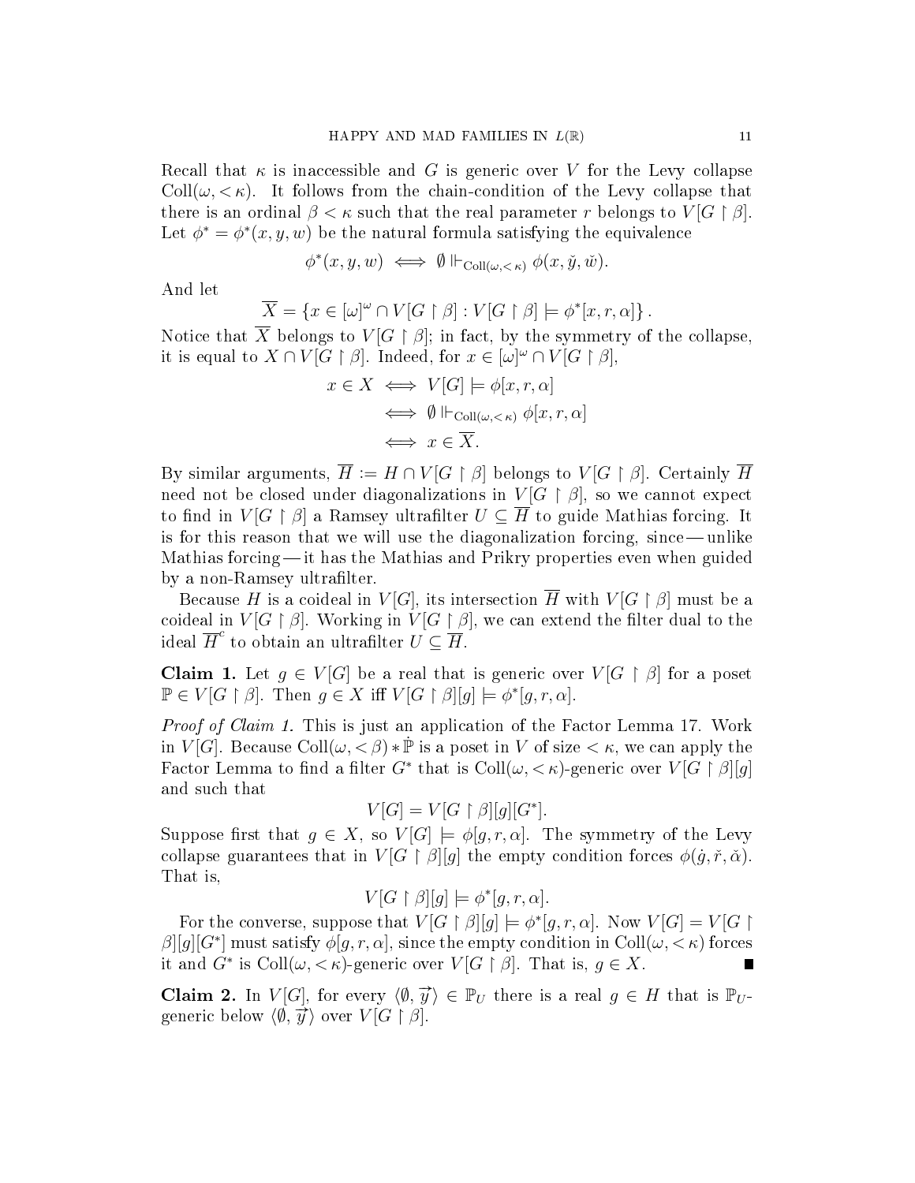Recall that $\kappa$ is inaccessible and $G$ is generic over $V$ for the Levy collapse $\mathrm{Coll}(\omega, <\kappa)$. It follows from the chain-condition of the Levy collapse that there is an ordinal $\beta < \kappa$ such that the real parameter $r$ belongs to $V[G \restriction \beta]$. Let $\phi^* = \phi^*(x, y, w)$ be the natural formula satisfying the equivalence

$$\phi^*(x, y, w) \iff \emptyset \Vdash_{\mathrm{Coll}(\omega,<\kappa)} \phi(x, \check{y}, \check{w}).$$

And let

$$\overline{X} = \{x \in [\omega]^\omega \cap V[G \restriction \beta] : V[G \restriction \beta] \models \phi^*[x, r, \alpha]\}.$$

Notice that $\overline{X}$ belongs to $V[G \restriction \beta]$; in fact, by the symmetry of the collapse, it is equal to $X \cap V[G \restriction \beta]$. Indeed, for $x \in [\omega]^\omega \cap V[G \restriction \beta]$,

$$\begin{aligned} x \in X &\iff V[G] \models \phi[x, r, \alpha] \\ &\iff \emptyset \Vdash_{\mathrm{Coll}(\omega,<\kappa)} \phi[x, r, \alpha] \\ &\iff x \in \overline{X}. \end{aligned}$$

By similar arguments, $\overline{H} := H \cap V[G \restriction \beta]$ belongs to $V[G \restriction \beta]$. Certainly $\overline{H}$ need not be closed under diagonalizations in $V[G \restriction \beta]$, so we cannot expect to find in $V[G \restriction \beta]$ a Ramsey ultrafilter $U \subseteq \overline{H}$ to guide Mathias forcing. It is for this reason that we will use the diagonalization forcing, since — unlike Mathias forcing — it has the Mathias and Prikry properties even when guided by a non-Ramsey ultrafilter.

Because $H$ is a coideal in $V[G]$, its intersection $\overline{H}$ with $V[G \restriction \beta]$ must be a coideal in $V[G \restriction \beta]$. Working in $V[G \restriction \beta]$, we can extend the filter dual to the ideal $\overline{H}^c$ to obtain an ultrafilter $U \subseteq \overline{H}$.

**Claim 1.** Let $g \in V[G]$ be a real that is generic over $V[G \restriction \beta]$ for a poset $\mathbb{P} \in V[G \restriction \beta]$. Then $g \in X$ iff $V[G \restriction \beta][g] \models \phi^*[g, r, \alpha]$.

*Proof of Claim 1.* This is just an application of the Factor Lemma 17. Work in $V[G]$. Because $\mathrm{Coll}(\omega, <\beta) * \dot{\mathbb{P}}$ is a poset in $V$ of size $< \kappa$, we can apply the Factor Lemma to find a filter $G^*$ that is $\mathrm{Coll}(\omega, <\kappa)$-generic over $V[G \restriction \beta][g]$ and such that

$$V[G] = V[G \restriction \beta][g][G^*].$$

Suppose first that $g \in X$, so $V[G] \models \phi[g, r, \alpha]$. The symmetry of the Levy collapse guarantees that in $V[G \restriction \beta][g]$ the empty condition forces $\phi(\dot{g}, \check{r}, \check{\alpha})$. That is,

$$V[G \restriction \beta][g] \models \phi^*[g, r, \alpha].$$

For the converse, suppose that $V[G \restriction \beta][g] \models \phi^*[g, r, \alpha]$. Now $V[G] = V[G \restriction \beta][g][G^*]$ must satisfy $\phi[g, r, \alpha]$, since the empty condition in $\mathrm{Coll}(\omega, <\kappa)$ forces it and $G^*$ is $\mathrm{Coll}(\omega, <\kappa)$-generic over $V[G \restriction \beta]$. That is, $g \in X$. ∎

**Claim 2.** In $V[G]$, for every $\langle \emptyset, \vec{y} \rangle \in \mathbb{P}_U$ there is a real $g \in H$ that is $\mathbb{P}_U$-generic below $\langle \emptyset, \vec{y} \rangle$ over $V[G \restriction \beta]$.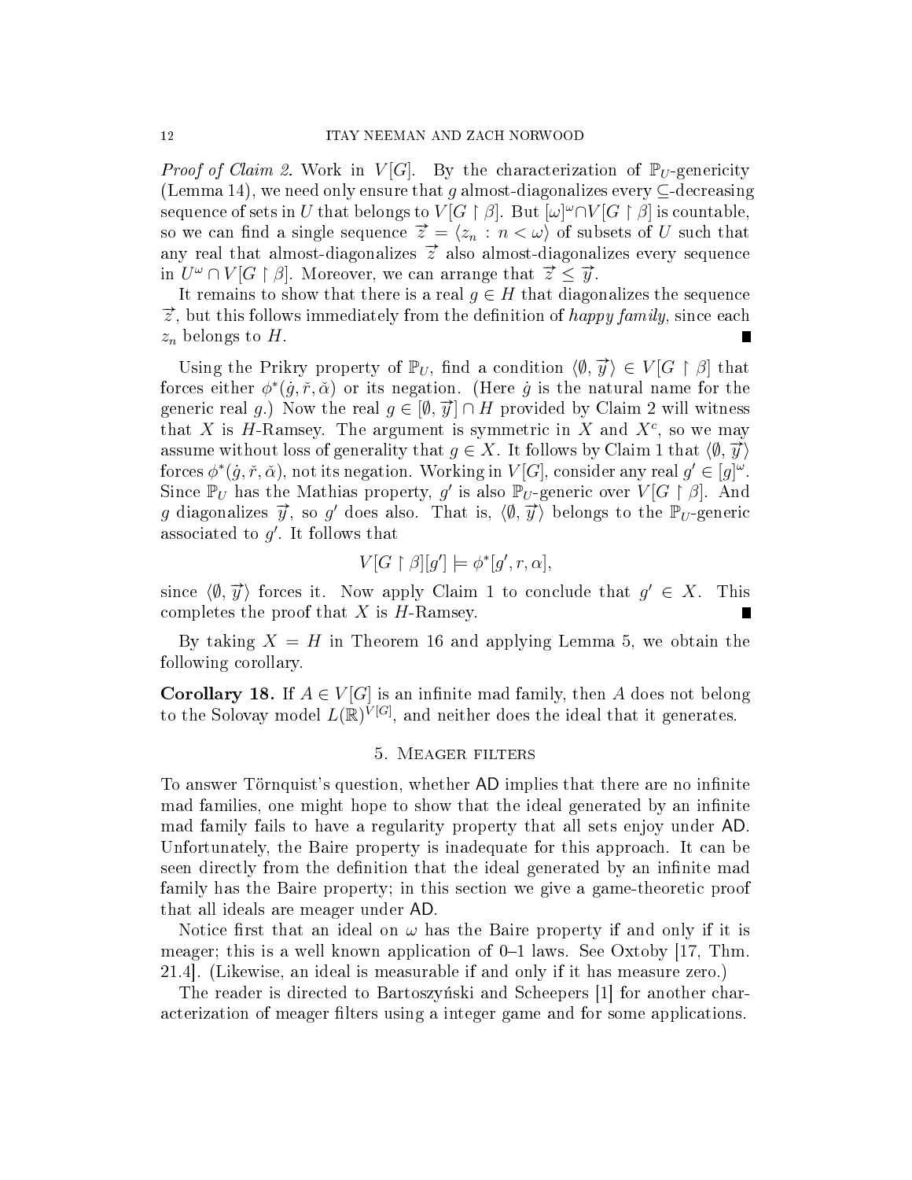*Proof of Claim 2.* Work in $V[G]$. By the characterization of $\mathbb{P}_U$-genericity (Lemma 14), we need only ensure that $g$ almost-diagonalizes every $\subseteq$-decreasing sequence of sets in $U$ that belongs to $V[G \upharpoonright \beta]$. But $[\omega]^\omega \cap V[G \upharpoonright \beta]$ is countable, so we can find a single sequence $\vec{z} = \langle z_n : n < \omega \rangle$ of subsets of $U$ such that any real that almost-diagonalizes $\vec{z}$ also almost-diagonalizes every sequence in $U^\omega \cap V[G \upharpoonright \beta]$. Moreover, we can arrange that $\vec{z} \leq \vec{y}$.

It remains to show that there is a real $g \in H$ that diagonalizes the sequence $\vec{z}$, but this follows immediately from the definition of *happy family*, since each $z_n$ belongs to $H$. ∎

Using the Prikry property of $\mathbb{P}_U$, find a condition $\langle \emptyset, \vec{y} \rangle \in V[G \upharpoonright \beta]$ that forces either $\phi^*(\dot{g}, \check{r}, \check{\alpha})$ or its negation. (Here $\dot{g}$ is the natural name for the generic real $g$.) Now the real $g \in [\emptyset, \vec{y}] \cap H$ provided by Claim 2 will witness that $X$ is $H$-Ramsey. The argument is symmetric in $X$ and $X^c$, so we may assume without loss of generality that $g \in X$. It follows by Claim 1 that $\langle \emptyset, \vec{y} \rangle$ forces $\phi^*(\dot{g}, \check{r}, \check{\alpha})$, not its negation. Working in $V[G]$, consider any real $g' \in [g]^\omega$. Since $\mathbb{P}_U$ has the Mathias property, $g'$ is also $\mathbb{P}_U$-generic over $V[G \upharpoonright \beta]$. And $g$ diagonalizes $\vec{y}$, so $g'$ does also. That is, $\langle \emptyset, \vec{y} \rangle$ belongs to the $\mathbb{P}_U$-generic associated to $g'$. It follows that

$$V[G \upharpoonright \beta][g'] \models \phi^*[g', r, \alpha],$$

since $\langle \emptyset, \vec{y} \rangle$ forces it. Now apply Claim 1 to conclude that $g' \in X$. This completes the proof that $X$ is $H$-Ramsey. ∎

By taking $X = H$ in Theorem 16 and applying Lemma 5, we obtain the following corollary.

**Corollary 18.** If $A \in V[G]$ is an infinite mad family, then $A$ does not belong to the Solovay model $L(\mathbb{R})^{V[G]}$, and neither does the ideal that it generates.

## 5. Meager filters

To answer Törnquist's question, whether AD implies that there are no infinite mad families, one might hope to show that the ideal generated by an infinite mad family fails to have a regularity property that all sets enjoy under AD. Unfortunately, the Baire property is inadequate for this approach. It can be seen directly from the definition that the ideal generated by an infinite mad family has the Baire property; in this section we give a game-theoretic proof that all ideals are meager under AD.

Notice first that an ideal on $\omega$ has the Baire property if and only if it is meager; this is a well known application of 0–1 laws. See Oxtoby [17, Thm. 21.4]. (Likewise, an ideal is measurable if and only if it has measure zero.)

The reader is directed to Bartoszyński and Scheepers [1] for another characterization of meager filters using a integer game and for some applications.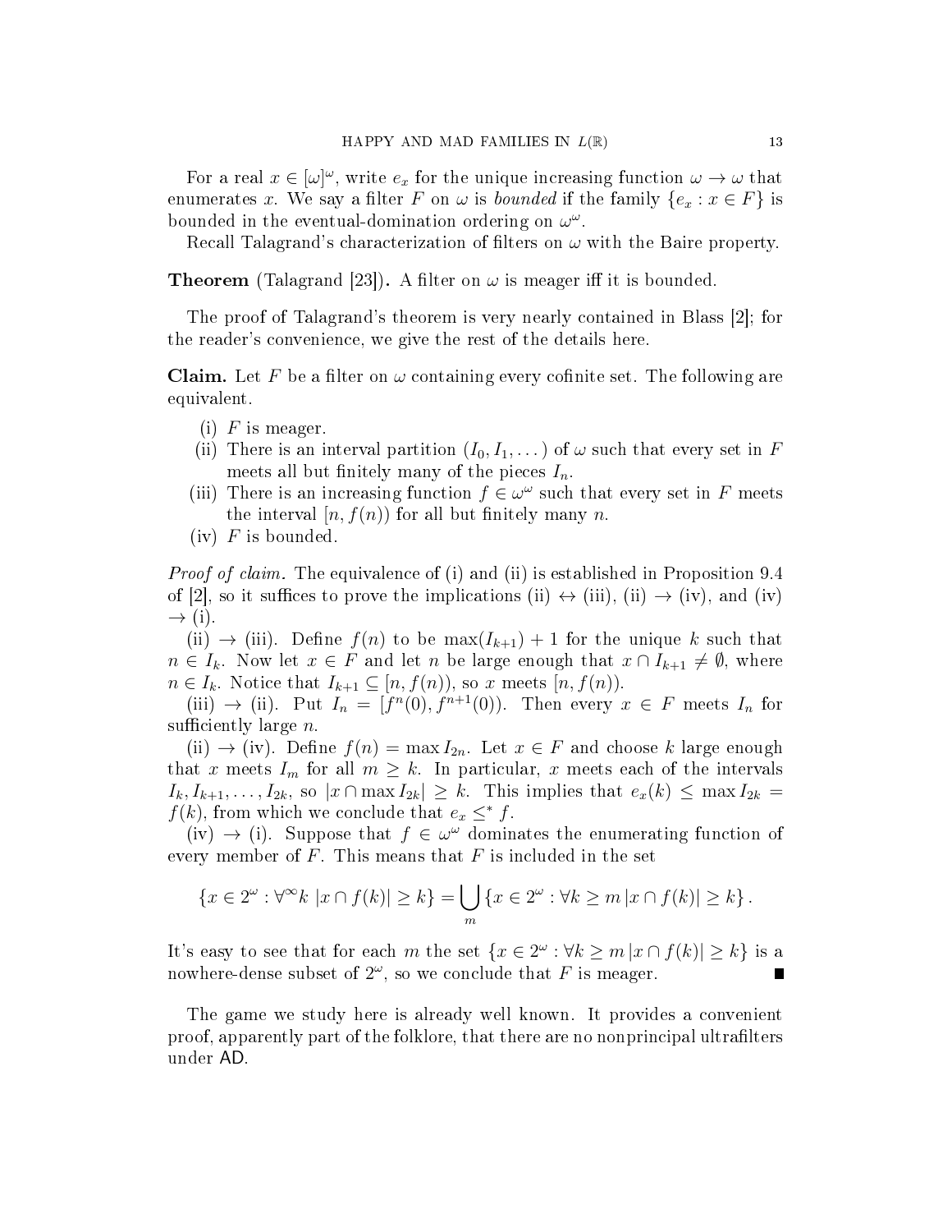For a real $x \in [\omega]^\omega$, write $e_x$ for the unique increasing function $\omega \to \omega$ that enumerates $x$. We say a filter $F$ on $\omega$ is *bounded* if the family $\{e_x : x \in F\}$ is bounded in the eventual-domination ordering on $\omega^\omega$.

Recall Talagrand's characterization of filters on $\omega$ with the Baire property.

**Theorem** (Talagrand [23])**.** A filter on $\omega$ is meager iff it is bounded.

The proof of Talagrand's theorem is very nearly contained in Blass [2]; for the reader's convenience, we give the rest of the details here.

**Claim.** Let $F$ be a filter on $\omega$ containing every cofinite set. The following are equivalent.

- (i) $F$ is meager.
- (ii) There is an interval partition $(I_0, I_1, \dots)$ of $\omega$ such that every set in $F$ meets all but finitely many of the pieces $I_n$.
- (iii) There is an increasing function $f \in \omega^\omega$ such that every set in $F$ meets the interval $[n, f(n))$ for all but finitely many $n$.
- (iv) $F$ is bounded.

*Proof of claim.* The equivalence of (i) and (ii) is established in Proposition 9.4 of [2], so it suffices to prove the implications (ii) $\leftrightarrow$ (iii), (ii) $\to$ (iv), and (iv) $\to$ (i).

(ii) $\to$ (iii). Define $f(n)$ to be $\max(I_{k+1}) + 1$ for the unique $k$ such that $n \in I_k$. Now let $x \in F$ and let $n$ be large enough that $x \cap I_{k+1} \neq \emptyset$, where $n \in I_k$. Notice that $I_{k+1} \subseteq [n, f(n))$, so $x$ meets $[n, f(n))$.

(iii) $\to$ (ii). Put $I_n = [f^n(0), f^{n+1}(0))$. Then every $x \in F$ meets $I_n$ for sufficiently large $n$.

(ii) $\to$ (iv). Define $f(n) = \max I_{2n}$. Let $x \in F$ and choose $k$ large enough that $x$ meets $I_m$ for all $m \geq k$. In particular, $x$ meets each of the intervals $I_k, I_{k+1}, \dots, I_{2k}$, so $|x \cap \max I_{2k}| \geq k$. This implies that $e_x(k) \leq \max I_{2k} = f(k)$, from which we conclude that $e_x \leq^* f$.

(iv) $\to$ (i). Suppose that $f \in \omega^\omega$ dominates the enumerating function of every member of $F$. This means that $F$ is included in the set

$$\{x \in 2^\omega : \forall^\infty k \ |x \cap f(k)| \geq k\} = \bigcup_m \{x \in 2^\omega : \forall k \geq m \, |x \cap f(k)| \geq k\}.$$

It's easy to see that for each $m$ the set $\{x \in 2^\omega : \forall k \geq m \, |x \cap f(k)| \geq k\}$ is a nowhere-dense subset of $2^\omega$, so we conclude that $F$ is meager. ∎

The game we study here is already well known. It provides a convenient proof, apparently part of the folklore, that there are no nonprincipal ultrafilters under AD.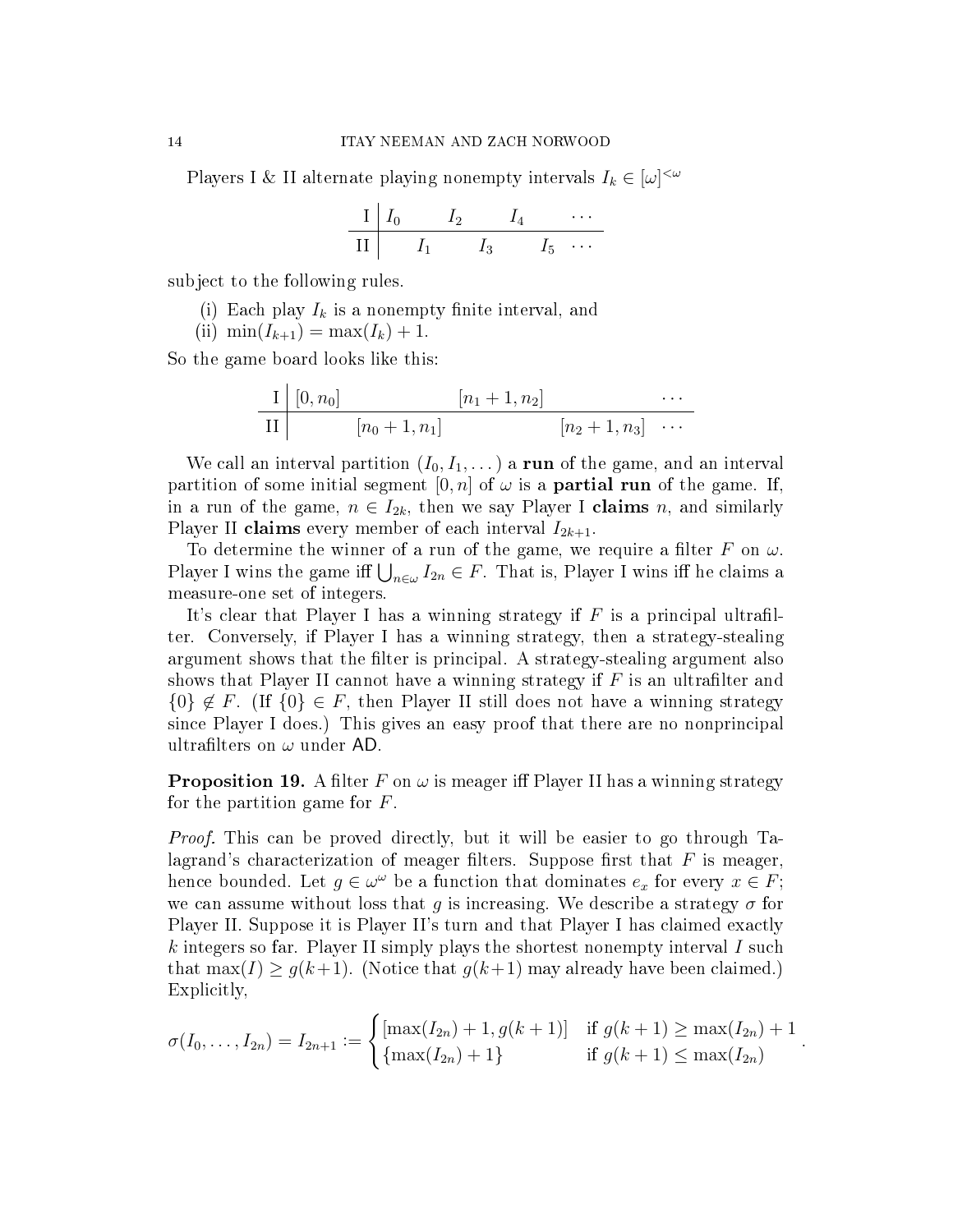Players I & II alternate playing nonempty intervals $I_k \in [\omega]^{<\omega}$

| I | $I_0$ | | $I_2$ | | $I_4$ | | $\cdots$ |
|---|---|---|---|---|---|---|---|
| II | | $I_1$ | | $I_3$ | | $I_5$ | $\cdots$ |

subject to the following rules.

(i) Each play $I_k$ is a nonempty finite interval, and
(ii) $\min(I_{k+1}) = \max(I_k) + 1$.

So the game board looks like this:

| I | $[0, n_0]$ | | $[n_1+1, n_2]$ | | $\cdots$ |
|---|---|---|---|---|---|
| II | | $[n_0+1, n_1]$ | | $[n_2+1, n_3]$ | $\cdots$ |

We call an interval partition $(I_0, I_1, \dots)$ a **run** of the game, and an interval partition of some initial segment $[0, n]$ of $\omega$ is a **partial run** of the game. If, in a run of the game, $n \in I_{2k}$, then we say Player I **claims** $n$, and similarly Player II **claims** every member of each interval $I_{2k+1}$.

To determine the winner of a run of the game, we require a filter $F$ on $\omega$. Player I wins the game iff $\bigcup_{n\in\omega} I_{2n} \in F$. That is, Player I wins iff he claims a measure-one set of integers.

It's clear that Player I has a winning strategy if $F$ is a principal ultrafilter. Conversely, if Player I has a winning strategy, then a strategy-stealing argument shows that the filter is principal. A strategy-stealing argument also shows that Player II cannot have a winning strategy if $F$ is an ultrafilter and $\{0\} \notin F$. (If $\{0\} \in F$, then Player II still does not have a winning strategy since Player I does.) This gives an easy proof that there are no nonprincipal ultrafilters on $\omega$ under AD.

**Proposition 19.** A filter $F$ on $\omega$ is meager iff Player II has a winning strategy for the partition game for $F$.

*Proof.* This can be proved directly, but it will be easier to go through Talagrand's characterization of meager filters. Suppose first that $F$ is meager, hence bounded. Let $g \in \omega^\omega$ be a function that dominates $e_x$ for every $x \in F$; we can assume without loss that $g$ is increasing. We describe a strategy $\sigma$ for Player II. Suppose it is Player II's turn and that Player I has claimed exactly $k$ integers so far. Player II simply plays the shortest nonempty interval $I$ such that $\max(I) \geq g(k+1)$. (Notice that $g(k+1)$ may already have been claimed.) Explicitly,

$$\sigma(I_0, \dots, I_{2n}) = I_{2n+1} := \begin{cases} [\max(I_{2n}) + 1, g(k+1)] & \text{if } g(k+1) \geq \max(I_{2n}) + 1 \\ \{\max(I_{2n}) + 1\} & \text{if } g(k+1) \leq \max(I_{2n}) \end{cases}.$$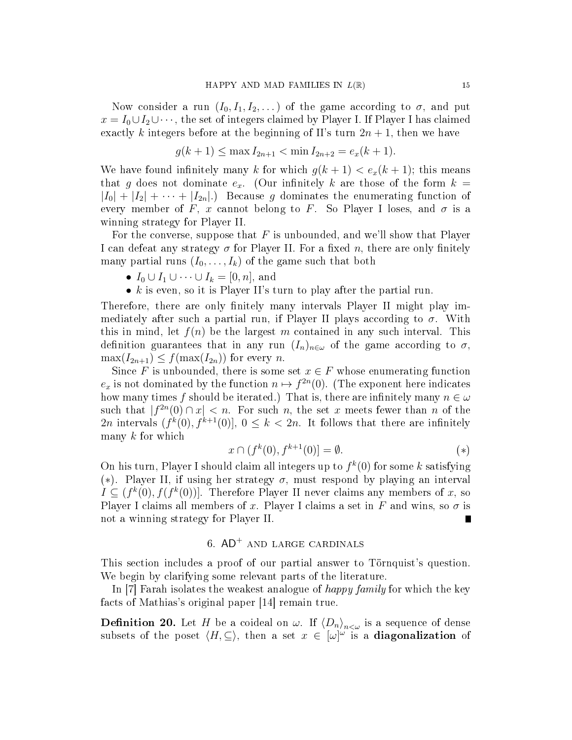Now consider a run $(I_0, I_1, I_2, \dots)$ of the game according to $\sigma$, and put $x = I_0 \cup I_2 \cup \cdots$, the set of integers claimed by Player I. If Player I has claimed exactly $k$ integers before at the beginning of II's turn $2n+1$, then we have

$$g(k+1) \le \max I_{2n+1} < \min I_{2n+2} = e_x(k+1).$$

We have found infinitely many $k$ for which $g(k+1) < e_x(k+1)$; this means that $g$ does not dominate $e_x$. (Our infinitely $k$ are those of the form $k = |I_0| + |I_2| + \cdots + |I_{2n}|$.) Because $g$ dominates the enumerating function of every member of $F$, $x$ cannot belong to $F$. So Player I loses, and $\sigma$ is a winning strategy for Player II.

For the converse, suppose that $F$ is unbounded, and we'll show that Player I can defeat any strategy $\sigma$ for Player II. For a fixed $n$, there are only finitely many partial runs $(I_0, \dots, I_k)$ of the game such that both

- $I_0 \cup I_1 \cup \cdots \cup I_k = [0, n]$, and
- $k$ is even, so it is Player II's turn to play after the partial run.

Therefore, there are only finitely many intervals Player II might play immediately after such a partial run, if Player II plays according to $\sigma$. With this in mind, let $f(n)$ be the largest $m$ contained in any such interval. This definition guarantees that in any run $(I_n)_{n\in\omega}$ of the game according to $\sigma$, $\max(I_{2n+1}) \le f(\max(I_{2n}))$ for every $n$.

Since $F$ is unbounded, there is some set $x \in F$ whose enumerating function $e_x$ is not dominated by the function $n \mapsto f^{2n}(0)$. (The exponent here indicates how many times $f$ should be iterated.) That is, there are infinitely many $n \in \omega$ such that $|f^{2n}(0) \cap x| < n$. For such $n$, the set $x$ meets fewer than $n$ of the $2n$ intervals $(f^k(0), f^{k+1}(0)]$, $0 \le k < 2n$. It follows that there are infinitely many $k$ for which

$$x \cap (f^k(0), f^{k+1}(0)] = \emptyset. \qquad (*)$$

On his turn, Player I should claim all integers up to $f^k(0)$ for some $k$ satisfying $(*)$. Player II, if using her strategy $\sigma$, must respond by playing an interval $I \subseteq (f^k(0), f(f^k(0))]$. Therefore Player II never claims any members of $x$, so Player I claims all members of $x$. Player I claims a set in $F$ and wins, so $\sigma$ is not a winning strategy for Player II. ∎

## 6. $\mathsf{AD}^+$ and large cardinals

This section includes a proof of our partial answer to Törnquist's question. We begin by clarifying some relevant parts of the literature.

In [7] Farah isolates the weakest analogue of *happy family* for which the key facts of Mathias's original paper [14] remain true.

**Definition 20.** Let $H$ be a coideal on $\omega$. If $\langle D_n \rangle_{n<\omega}$ is a sequence of dense subsets of the poset $\langle H, \subseteq \rangle$, then a set $x \in [\omega]^\omega$ is a **diagonalization** of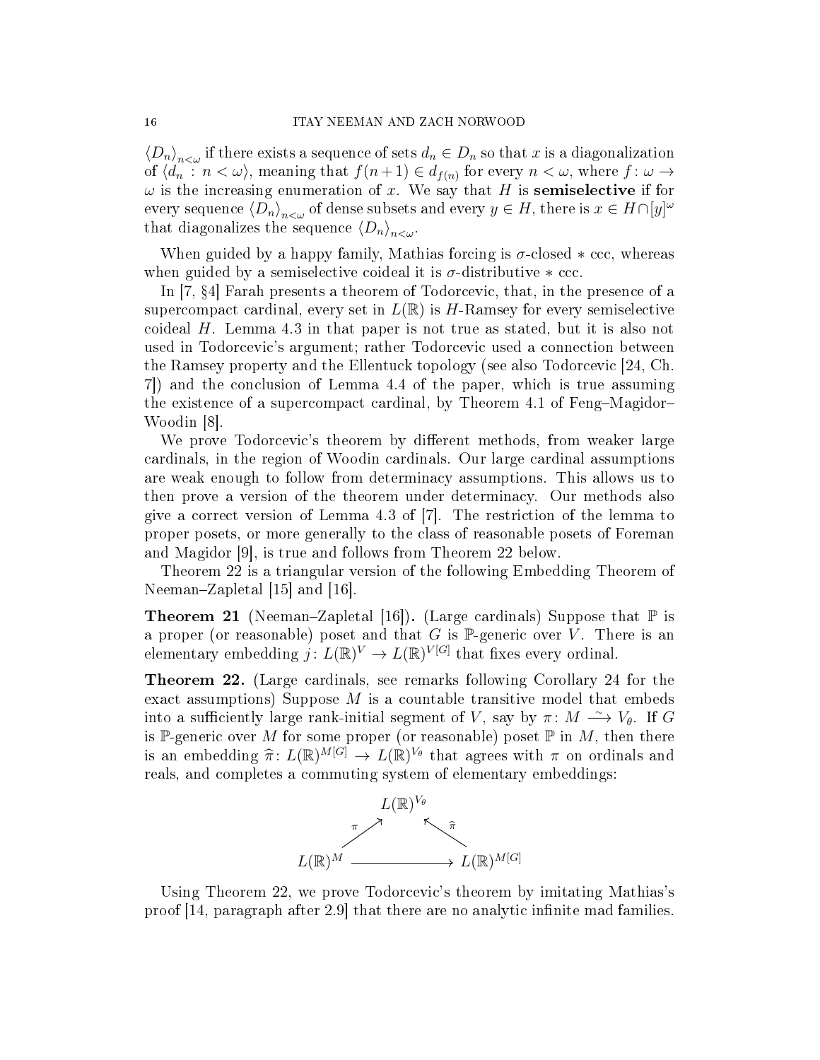$\langle D_n \rangle_{n<\omega}$ if there exists a sequence of sets $d_n \in D_n$ so that $x$ is a diagonalization of $\langle d_n : n < \omega \rangle$, meaning that $f(n+1) \in d_{f(n)}$ for every $n < \omega$, where $f \colon \omega \to \omega$ is the increasing enumeration of $x$. We say that $H$ is **semiselective** if for every sequence $\langle D_n \rangle_{n<\omega}$ of dense subsets and every $y \in H$, there is $x \in H \cap [y]^\omega$ that diagonalizes the sequence $\langle D_n \rangle_{n<\omega}$.

When guided by a happy family, Mathias forcing is $\sigma$-closed $*$ ccc, whereas when guided by a semiselective coideal it is $\sigma$-distributive $*$ ccc.

In [7, §4] Farah presents a theorem of Todorcevic, that, in the presence of a supercompact cardinal, every set in $L(\mathbb{R})$ is $H$-Ramsey for every semiselective coideal $H$. Lemma 4.3 in that paper is not true as stated, but it is also not used in Todorcevic's argument; rather Todorcevic used a connection between the Ramsey property and the Ellentuck topology (see also Todorcevic [24, Ch. 7]) and the conclusion of Lemma 4.4 of the paper, which is true assuming the existence of a supercompact cardinal, by Theorem 4.1 of Feng–Magidor–Woodin [8].

We prove Todorcevic's theorem by different methods, from weaker large cardinals, in the region of Woodin cardinals. Our large cardinal assumptions are weak enough to follow from determinacy assumptions. This allows us to then prove a version of the theorem under determinacy. Our methods also give a correct version of Lemma 4.3 of [7]. The restriction of the lemma to proper posets, or more generally to the class of reasonable posets of Foreman and Magidor [9], is true and follows from Theorem 22 below.

Theorem 22 is a triangular version of the following Embedding Theorem of Neeman–Zapletal [15] and [16].

**Theorem 21** (Neeman–Zapletal [16])**.** (Large cardinals) Suppose that $\mathbb{P}$ is a proper (or reasonable) poset and that $G$ is $\mathbb{P}$-generic over $V$. There is an elementary embedding $j \colon L(\mathbb{R})^V \to L(\mathbb{R})^{V[G]}$ that fixes every ordinal.

**Theorem 22.** (Large cardinals, see remarks following Corollary 24 for the exact assumptions) Suppose $M$ is a countable transitive model that embeds into a sufficiently large rank-initial segment of $V$, say by $\pi \colon M \xrightarrow{\sim} V_\theta$. If $G$ is $\mathbb{P}$-generic over $M$ for some proper (or reasonable) poset $\mathbb{P}$ in $M$, then there is an embedding $\widehat{\pi} \colon L(\mathbb{R})^{M[G]} \to L(\mathbb{R})^{V_\theta}$ that agrees with $\pi$ on ordinals and reals, and completes a commuting system of elementary embeddings:

$$\begin{array}{ccc} & L(\mathbb{R})^{V_\theta} & \\ {}^{\pi}\nearrow & & \nwarrow^{\widehat{\pi}} \\ L(\mathbb{R})^M & \longrightarrow & L(\mathbb{R})^{M[G]} \end{array}$$

Using Theorem 22, we prove Todorcevic's theorem by imitating Mathias's proof [14, paragraph after 2.9] that there are no analytic infinite mad families.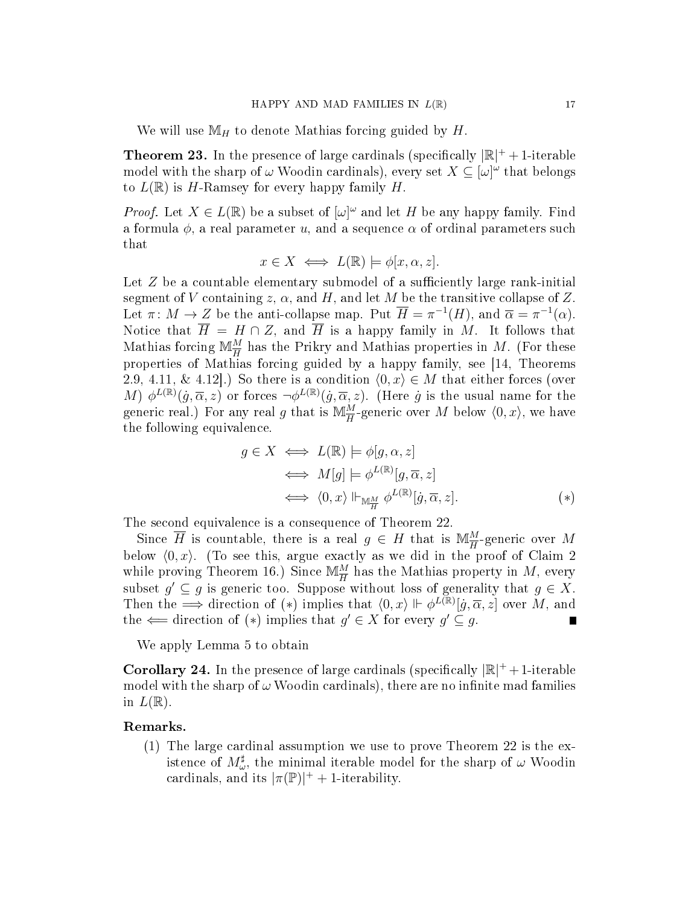We will use $\mathbb{M}_H$ to denote Mathias forcing guided by $H$.

**Theorem 23.** In the presence of large cardinals (specifically $|\mathbb{R}|^+ + 1$-iterable model with the sharp of $\omega$ Woodin cardinals), every set $X \subseteq [\omega]^\omega$ that belongs to $L(\mathbb{R})$ is $H$-Ramsey for every happy family $H$.

*Proof.* Let $X \in L(\mathbb{R})$ be a subset of $[\omega]^\omega$ and let $H$ be any happy family. Find a formula $\phi$, a real parameter $u$, and a sequence $\alpha$ of ordinal parameters such that

$$x \in X \iff L(\mathbb{R}) \models \phi[x, \alpha, z].$$

Let $Z$ be a countable elementary submodel of a sufficiently large rank-initial segment of $V$ containing $z$, $\alpha$, and $H$, and let $M$ be the transitive collapse of $Z$. Let $\pi\colon M \to Z$ be the anti-collapse map. Put $\overline{H} = \pi^{-1}(H)$, and $\overline{\alpha} = \pi^{-1}(\alpha)$. Notice that $\overline{H} = H \cap Z$, and $\overline{H}$ is a happy family in $M$. It follows that Mathias forcing $\mathbb{M}^M_{\overline{H}}$ has the Prikry and Mathias properties in $M$. (For these properties of Mathias forcing guided by a happy family, see [14, Theorems 2.9, 4.11, & 4.12].) So there is a condition $\langle 0, x\rangle \in M$ that either forces (over $M$) $\phi^{L(\mathbb{R})}(\dot{g}, \overline{\alpha}, z)$ or forces $\neg\phi^{L(\mathbb{R})}(\dot{g}, \overline{\alpha}, z)$. (Here $\dot{g}$ is the usual name for the generic real.) For any real $g$ that is $\mathbb{M}^M_{\overline{H}}$-generic over $M$ below $\langle 0, x\rangle$, we have the following equivalence.

$$\begin{aligned} g \in X &\iff L(\mathbb{R}) \models \phi[g, \alpha, z] \\ &\iff M[g] \models \phi^{L(\mathbb{R})}[g, \overline{\alpha}, z] \\ &\iff \langle 0, x\rangle \Vdash_{\mathbb{M}^M_{\overline{H}}} \phi^{L(\mathbb{R})}[\dot{g}, \overline{\alpha}, z]. \end{aligned} \tag{$*$}$$

The second equivalence is a consequence of Theorem 22.

Since $\overline{H}$ is countable, there is a real $g \in H$ that is $\mathbb{M}^M_{\overline{H}}$-generic over $M$ below $\langle 0, x\rangle$. (To see this, argue exactly as we did in the proof of Claim 2 while proving Theorem 16.) Since $\mathbb{M}^M_{\overline{H}}$ has the Mathias property in $M$, every subset $g' \subseteq g$ is generic too. Suppose without loss of generality that $g \in X$. Then the $\Longrightarrow$ direction of $(*)$ implies that $\langle 0, x\rangle \Vdash \phi^{L(\mathbb{R})}[\dot{g}, \overline{\alpha}, z]$ over $M$, and the $\Longleftarrow$ direction of $(*)$ implies that $g' \in X$ for every $g' \subseteq g$. ∎

We apply Lemma 5 to obtain

**Corollary 24.** In the presence of large cardinals (specifically $|\mathbb{R}|^+ + 1$-iterable model with the sharp of $\omega$ Woodin cardinals), there are no infinite mad families in $L(\mathbb{R})$.

**Remarks.**

(1) The large cardinal assumption we use to prove Theorem 22 is the existence of $M^\sharp_\omega$, the minimal iterable model for the sharp of $\omega$ Woodin cardinals, and its $|\pi(\mathbb{P})|^+ + 1$-iterability.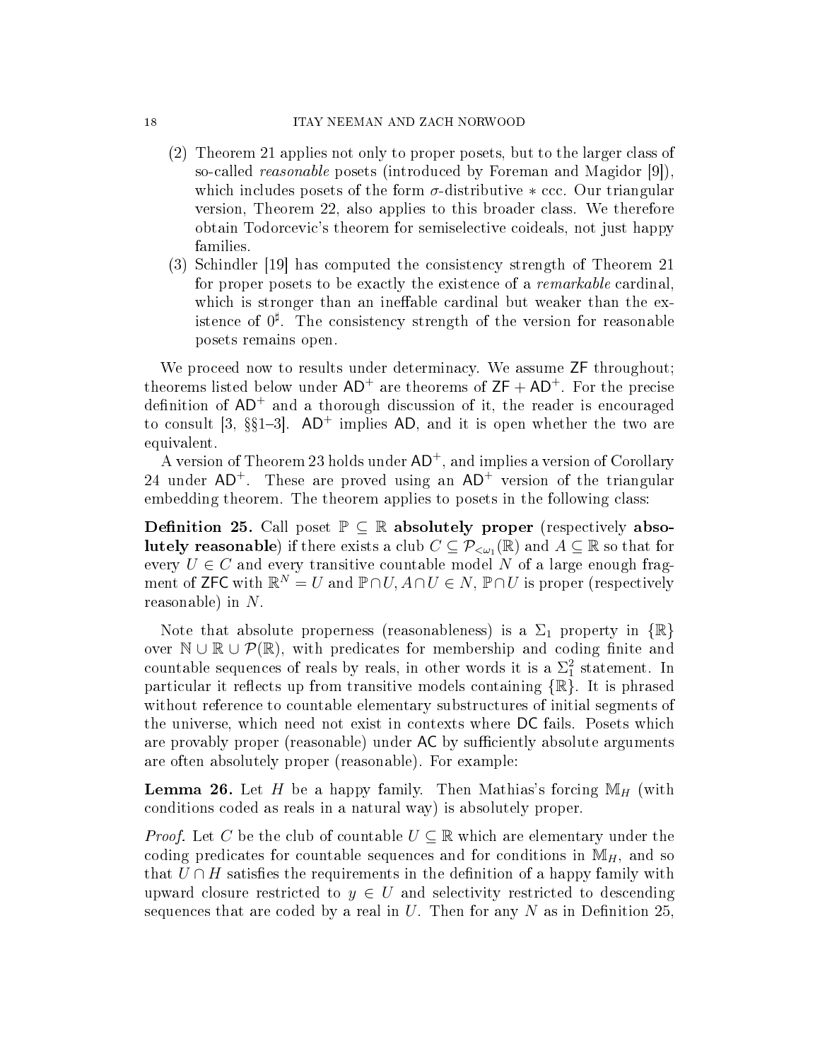(2) Theorem 21 applies not only to proper posets, but to the larger class of so-called *reasonable* posets (introduced by Foreman and Magidor [9]), which includes posets of the form $\sigma$-distributive $*$ ccc. Our triangular version, Theorem 22, also applies to this broader class. We therefore obtain Todorcevic's theorem for semiselective coideals, not just happy families.

(3) Schindler [19] has computed the consistency strength of Theorem 21 for proper posets to be exactly the existence of a *remarkable* cardinal, which is stronger than an ineffable cardinal but weaker than the existence of $0^\sharp$. The consistency strength of the version for reasonable posets remains open.

We proceed now to results under determinacy. We assume $\mathsf{ZF}$ throughout; theorems listed below under $\mathsf{AD}^+$ are theorems of $\mathsf{ZF} + \mathsf{AD}^+$. For the precise definition of $\mathsf{AD}^+$ and a thorough discussion of it, the reader is encouraged to consult [3, §§1–3]. $\mathsf{AD}^+$ implies $\mathsf{AD}$, and it is open whether the two are equivalent.

A version of Theorem 23 holds under $\mathsf{AD}^+$, and implies a version of Corollary 24 under $\mathsf{AD}^+$. These are proved using an $\mathsf{AD}^+$ version of the triangular embedding theorem. The theorem applies to posets in the following class:

**Definition 25.** Call poset $\mathbb{P} \subseteq \mathbb{R}$ **absolutely proper** (respectively **absolutely reasonable**) if there exists a club $C \subseteq \mathcal{P}_{<\omega_1}(\mathbb{R})$ and $A \subseteq \mathbb{R}$ so that for every $U \in C$ and every transitive countable model $N$ of a large enough fragment of $\mathsf{ZFC}$ with $\mathbb{R}^N = U$ and $\mathbb{P} \cap U, A \cap U \in N$, $\mathbb{P} \cap U$ is proper (respectively reasonable) in $N$.

Note that absolute properness (reasonableness) is a $\Sigma_1$ property in $\{\mathbb{R}\}$ over $\mathbb{N} \cup \mathbb{R} \cup \mathcal{P}(\mathbb{R})$, with predicates for membership and coding finite and countable sequences of reals by reals, in other words it is a $\Sigma^2_1$ statement. In particular it reflects up from transitive models containing $\{\mathbb{R}\}$. It is phrased without reference to countable elementary substructures of initial segments of the universe, which need not exist in contexts where $\mathsf{DC}$ fails. Posets which are provably proper (reasonable) under $\mathsf{AC}$ by sufficiently absolute arguments are often absolutely proper (reasonable). For example:

**Lemma 26.** Let $H$ be a happy family. Then Mathias's forcing $\mathbb{M}_H$ (with conditions coded as reals in a natural way) is absolutely proper.

*Proof.* Let $C$ be the club of countable $U \subseteq \mathbb{R}$ which are elementary under the coding predicates for countable sequences and for conditions in $\mathbb{M}_H$, and so that $U \cap H$ satisfies the requirements in the definition of a happy family with upward closure restricted to $y \in U$ and selectivity restricted to descending sequences that are coded by a real in $U$. Then for any $N$ as in Definition 25,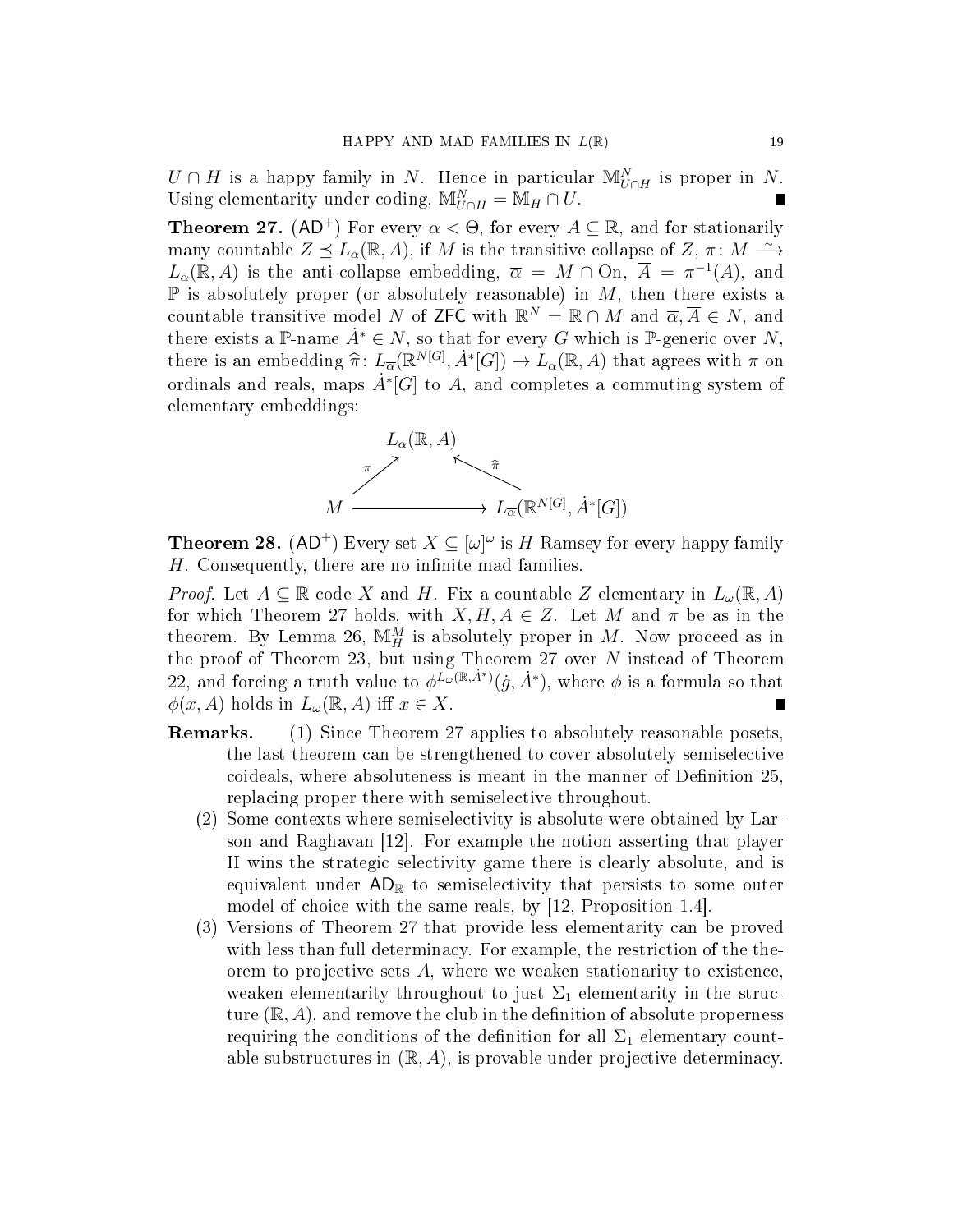$U \cap H$ is a happy family in $N$. Hence in particular $\mathbb{M}^N_{U\cap H}$ is proper in $N$. Using elementarity under coding, $\mathbb{M}^N_{U\cap H} = \mathbb{M}_H \cap U$. ■

**Theorem 27.** ($\mathsf{AD}^+$) For every $\alpha < \Theta$, for every $A \subseteq \mathbb{R}$, and for stationarily many countable $Z \preceq L_\alpha(\mathbb{R}, A)$, if $M$ is the transitive collapse of $Z$, $\pi\colon M \xrightarrow{\sim} L_\alpha(\mathbb{R}, A)$ is the anti-collapse embedding, $\overline{\alpha} = M \cap \mathrm{On}$, $\overline{A} = \pi^{-1}(A)$, and $\mathbb{P}$ is absolutely proper (or absolutely reasonable) in $M$, then there exists a countable transitive model $N$ of $\mathsf{ZFC}$ with $\mathbb{R}^N = \mathbb{R} \cap M$ and $\overline{\alpha}, \overline{A} \in N$, and there exists a $\mathbb{P}$-name $\dot{A}^* \in N$, so that for every $G$ which is $\mathbb{P}$-generic over $N$, there is an embedding $\widehat{\pi}\colon L_{\overline{\alpha}}(\mathbb{R}^{N[G]}, \dot{A}^*[G]) \to L_\alpha(\mathbb{R}, A)$ that agrees with $\pi$ on ordinals and reals, maps $\dot{A}^*[G]$ to $A$, and completes a commuting system of elementary embeddings:

$$\begin{array}{ccc} & L_\alpha(\mathbb{R}, A) & \\ {}^{\pi}\nearrow & & \nwarrow^{\widehat{\pi}} \\ M & \longrightarrow & L_{\overline{\alpha}}(\mathbb{R}^{N[G]}, \dot{A}^*[G]) \end{array}$$

**Theorem 28.** ($\mathsf{AD}^+$) Every set $X \subseteq [\omega]^\omega$ is $H$-Ramsey for every happy family $H$. Consequently, there are no infinite mad families.

*Proof.* Let $A \subseteq \mathbb{R}$ code $X$ and $H$. Fix a countable $Z$ elementary in $L_\omega(\mathbb{R}, A)$ for which Theorem 27 holds, with $X, H, A \in Z$. Let $M$ and $\pi$ be as in the theorem. By Lemma 26, $\mathbb{M}^M_H$ is absolutely proper in $M$. Now proceed as in the proof of Theorem 23, but using Theorem 27 over $N$ instead of Theorem 22, and forcing a truth value to $\phi^{L_\omega(\mathbb{R}, \dot{A}^*)}(\dot{g}, \dot{A}^*)$, where $\phi$ is a formula so that $\phi(x, A)$ holds in $L_\omega(\mathbb{R}, A)$ iff $x \in X$. ■

**Remarks.**

1. Since Theorem 27 applies to absolutely reasonable posets, the last theorem can be strengthened to cover absolutely semiselective coideals, where absoluteness is meant in the manner of Definition 25, replacing proper there with semiselective throughout.
2. Some contexts where semiselectivity is absolute were obtained by Larson and Raghavan [12]. For example the notion asserting that player II wins the strategic selectivity game there is clearly absolute, and is equivalent under $\mathsf{AD}_\mathbb{R}$ to semiselectivity that persists to some outer model of choice with the same reals, by [12, Proposition 1.4].
3. Versions of Theorem 27 that provide less elementarity can be proved with less than full determinacy. For example, the restriction of the theorem to projective sets $A$, where we weaken stationarity to existence, weaken elementarity throughout to just $\Sigma_1$ elementarity in the structure $(\mathbb{R}, A)$, and remove the club in the definition of absolute properness requiring the conditions of the definition for all $\Sigma_1$ elementary countable substructures in $(\mathbb{R}, A)$, is provable under projective determinacy.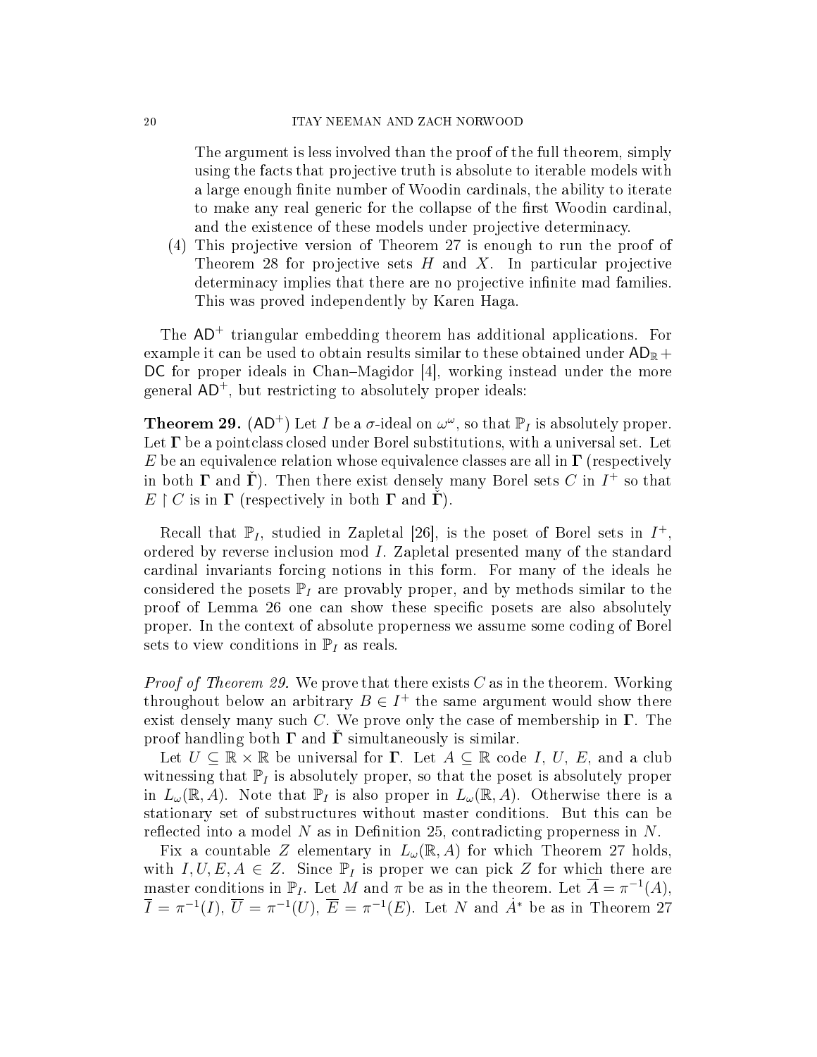The argument is less involved than the proof of the full theorem, simply using the facts that projective truth is absolute to iterable models with a large enough finite number of Woodin cardinals, the ability to iterate to make any real generic for the collapse of the first Woodin cardinal, and the existence of these models under projective determinacy.

(4) This projective version of Theorem 27 is enough to run the proof of Theorem 28 for projective sets $H$ and $X$. In particular projective determinacy implies that there are no projective infinite mad families. This was proved independently by Karen Haga.

The $\mathsf{AD}^+$ triangular embedding theorem has additional applications. For example it can be used to obtain results similar to these obtained under $\mathsf{AD}_{\mathbb{R}} + \mathsf{DC}$ for proper ideals in Chan–Magidor [4], working instead under the more general $\mathsf{AD}^+$, but restricting to absolutely proper ideals:

**Theorem 29.** ($\mathsf{AD}^+$) *Let $I$ be a $\sigma$-ideal on $\omega^\omega$, so that $\mathbb{P}_I$ is absolutely proper. Let $\mathbf{\Gamma}$ be a pointclass closed under Borel substitutions, with a universal set. Let $E$ be an equivalence relation whose equivalence classes are all in $\mathbf{\Gamma}$ (respectively in both $\mathbf{\Gamma}$ and $\check{\mathbf{\Gamma}}$). Then there exist densely many Borel sets $C$ in $I^+$ so that $E \restriction C$ is in $\mathbf{\Gamma}$ (respectively in both $\mathbf{\Gamma}$ and $\check{\mathbf{\Gamma}}$).*

Recall that $\mathbb{P}_I$, studied in Zapletal [26], is the poset of Borel sets in $I^+$, ordered by reverse inclusion mod $I$. Zapletal presented many of the standard cardinal invariants forcing notions in this form. For many of the ideals he considered the posets $\mathbb{P}_I$ are provably proper, and by methods similar to the proof of Lemma 26 one can show these specific posets are also absolutely proper. In the context of absolute properness we assume some coding of Borel sets to view conditions in $\mathbb{P}_I$ as reals.

*Proof of Theorem 29.* We prove that there exists $C$ as in the theorem. Working throughout below an arbitrary $B \in I^+$ the same argument would show there exist densely many such $C$. We prove only the case of membership in $\mathbf{\Gamma}$. The proof handling both $\mathbf{\Gamma}$ and $\check{\mathbf{\Gamma}}$ simultaneously is similar.

Let $U \subseteq \mathbb{R} \times \mathbb{R}$ be universal for $\mathbf{\Gamma}$. Let $A \subseteq \mathbb{R}$ code $I$, $U$, $E$, and a club witnessing that $\mathbb{P}_I$ is absolutely proper, so that the poset is absolutely proper in $L_\omega(\mathbb{R}, A)$. Note that $\mathbb{P}_I$ is also proper in $L_\omega(\mathbb{R}, A)$. Otherwise there is a stationary set of substructures without master conditions. But this can be reflected into a model $N$ as in Definition 25, contradicting properness in $N$.

Fix a countable $Z$ elementary in $L_\omega(\mathbb{R}, A)$ for which Theorem 27 holds, with $I, U, E, A \in Z$. Since $\mathbb{P}_I$ is proper we can pick $Z$ for which there are master conditions in $\mathbb{P}_I$. Let $M$ and $\pi$ be as in the theorem. Let $\overline{A} = \pi^{-1}(A)$, $\overline{I} = \pi^{-1}(I)$, $\overline{U} = \pi^{-1}(U)$, $\overline{E} = \pi^{-1}(E)$. Let $N$ and $\dot{A}^*$ be as in Theorem 27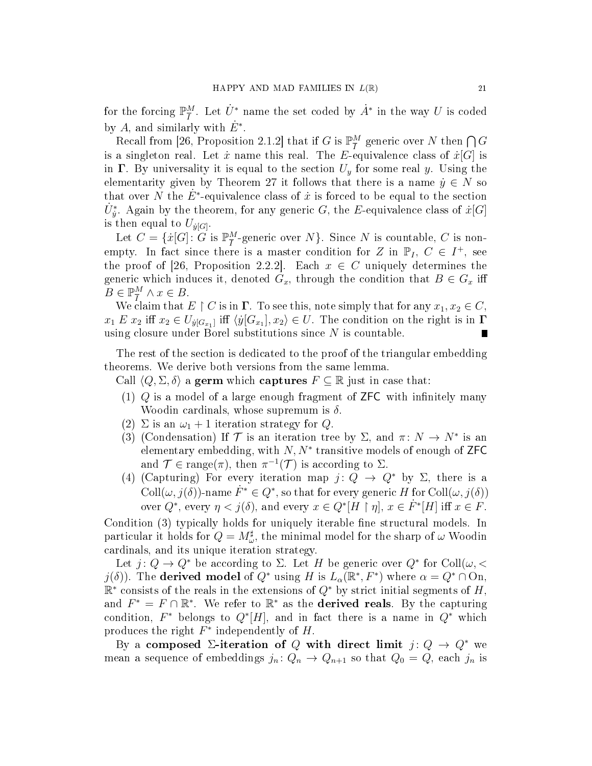for the forcing $\mathbb{P}^M_I$. Let $\dot{U}^*$ name the set coded by $\dot{A}^*$ in the way $U$ is coded by $A$, and similarly with $\dot{E}^*$.

Recall from [26, Proposition 2.1.2] that if $G$ is $\mathbb{P}^M_I$ generic over $N$ then $\bigcap G$ is a singleton real. Let $\dot{x}$ name this real. The $E$-equivalence class of $\dot{x}[G]$ is in $\mathbf{\Gamma}$. By universality it is equal to the section $U_y$ for some real $y$. Using the elementarity given by Theorem 27 it follows that there is a name $\dot{y} \in N$ so that over $N$ the $\dot{E}^*$-equivalence class of $\dot{x}$ is forced to be equal to the section $\dot{U}^*_{\dot{y}}$. Again by the theorem, for any generic $G$, the $E$-equivalence class of $\dot{x}[G]$ is then equal to $U_{\dot{y}[G]}$.

Let $C = \{\dot{x}[G] \colon G \text{ is } \mathbb{P}^M_I\text{-generic over } N\}$. Since $N$ is countable, $C$ is nonempty. In fact since there is a master condition for $Z$ in $\mathbb{P}_I$, $C \in I^+$, see the proof of [26, Proposition 2.2.2]. Each $x \in C$ uniquely determines the generic which induces it, denoted $G_x$, through the condition that $B \in G_x$ iff $B \in \mathbb{P}^M_I \wedge x \in B$.

We claim that $E \restriction C$ is in $\mathbf{\Gamma}$. To see this, note simply that for any $x_1, x_2 \in C$, $x_1 \mathrel{E} x_2$ iff $x_2 \in U_{\dot{y}[G_{x_1}]}$ iff $\langle \dot{y}[G_{x_1}], x_2 \rangle \in U$. The condition on the right is in $\mathbf{\Gamma}$ using closure under Borel substitutions since $N$ is countable. ∎

The rest of the section is dedicated to the proof of the triangular embedding theorems. We derive both versions from the same lemma.

Call $\langle Q, \Sigma, \delta \rangle$ a **germ** which **captures** $F \subseteq \mathbb{R}$ just in case that:

1. $Q$ is a model of a large enough fragment of ZFC with infinitely many Woodin cardinals, whose supremum is $\delta$.
2. $\Sigma$ is an $\omega_1 + 1$ iteration strategy for $Q$.
3. (Condensation) If $\mathcal{T}$ is an iteration tree by $\Sigma$, and $\pi \colon N \to N^*$ is an elementary embedding, with $N, N^*$ transitive models of enough of ZFC and $\mathcal{T} \in \operatorname{range}(\pi)$, then $\pi^{-1}(\mathcal{T})$ is according to $\Sigma$.
4. (Capturing) For every iteration map $j \colon Q \to Q^*$ by $\Sigma$, there is a $\operatorname{Coll}(\omega, j(\delta))$-name $\dot{F}^* \in Q^*$, so that for every generic $H$ for $\operatorname{Coll}(\omega, j(\delta))$ over $Q^*$, every $\eta < j(\delta)$, and every $x \in Q^*[H \restriction \eta]$, $x \in \dot{F}^*[H]$ iff $x \in F$.

Condition (3) typically holds for uniquely iterable fine structural models. In particular it holds for $Q = M^\sharp_\omega$, the minimal model for the sharp of $\omega$ Woodin cardinals, and its unique iteration strategy.

Let $j \colon Q \to Q^*$ be according to $\Sigma$. Let $H$ be generic over $Q^*$ for $\operatorname{Coll}(\omega, < j(\delta))$. The **derived model** of $Q^*$ using $H$ is $L_\alpha(\mathbb{R}^*, F^*)$ where $\alpha = Q^* \cap \mathrm{On}$, $\mathbb{R}^*$ consists of the reals in the extensions of $Q^*$ by strict initial segments of $H$, and $F^* = F \cap \mathbb{R}^*$. We refer to $\mathbb{R}^*$ as the **derived reals**. By the capturing condition, $F^*$ belongs to $Q^*[H]$, and in fact there is a name in $Q^*$ which produces the right $F^*$ independently of $H$.

By a **composed $\Sigma$-iteration of $Q$ with direct limit $j \colon Q \to Q^*$** we mean a sequence of embeddings $j_n \colon Q_n \to Q_{n+1}$ so that $Q_0 = Q$, each $j_n$ is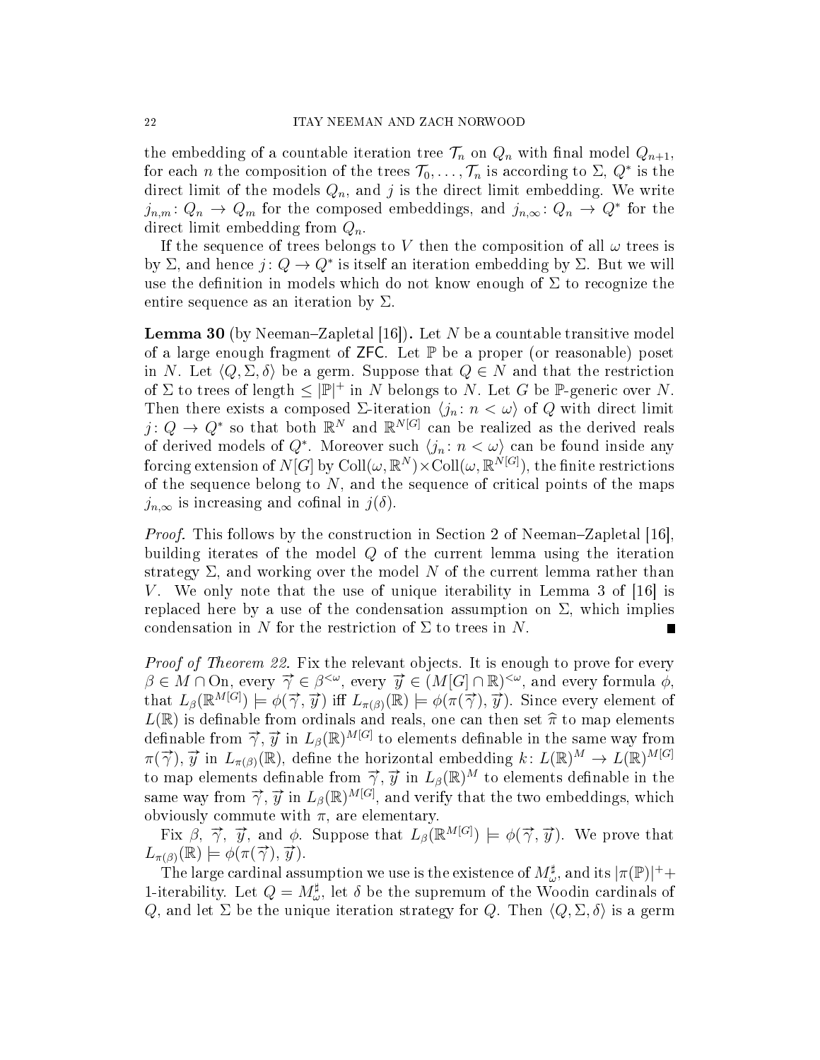the embedding of a countable iteration tree $\mathcal{T}_n$ on $Q_n$ with final model $Q_{n+1}$, for each $n$ the composition of the trees $\mathcal{T}_0, \ldots, \mathcal{T}_n$ is according to $\Sigma$, $Q^*$ is the direct limit of the models $Q_n$, and $j$ is the direct limit embedding. We write $j_{n,m}\colon Q_n \to Q_m$ for the composed embeddings, and $j_{n,\infty}\colon Q_n \to Q^*$ for the direct limit embedding from $Q_n$.

If the sequence of trees belongs to $V$ then the composition of all $\omega$ trees is by $\Sigma$, and hence $j\colon Q \to Q^*$ is itself an iteration embedding by $\Sigma$. But we will use the definition in models which do not know enough of $\Sigma$ to recognize the entire sequence as an iteration by $\Sigma$.

**Lemma 30** (by Neeman–Zapletal [16])**.** Let $N$ be a countable transitive model of a large enough fragment of ZFC. Let $\mathbb{P}$ be a proper (or reasonable) poset in $N$. Let $\langle Q, \Sigma, \delta\rangle$ be a germ. Suppose that $Q \in N$ and that the restriction of $\Sigma$ to trees of length $\leq |\mathbb{P}|^+$ in $N$ belongs to $N$. Let $G$ be $\mathbb{P}$-generic over $N$. Then there exists a composed $\Sigma$-iteration $\langle j_n\colon n < \omega\rangle$ of $Q$ with direct limit $j\colon Q \to Q^*$ so that both $\mathbb{R}^N$ and $\mathbb{R}^{N[G]}$ can be realized as the derived reals of derived models of $Q^*$. Moreover such $\langle j_n\colon n < \omega\rangle$ can be found inside any forcing extension of $N[G]$ by $\mathrm{Coll}(\omega, \mathbb{R}^N) \times \mathrm{Coll}(\omega, \mathbb{R}^{N[G]})$, the finite restrictions of the sequence belong to $N$, and the sequence of critical points of the maps $j_{n,\infty}$ is increasing and cofinal in $j(\delta)$.

*Proof.* This follows by the construction in Section 2 of Neeman–Zapletal [16], building iterates of the model $Q$ of the current lemma using the iteration strategy $\Sigma$, and working over the model $N$ of the current lemma rather than $V$. We only note that the use of unique iterability in Lemma 3 of [16] is replaced here by a use of the condensation assumption on $\Sigma$, which implies condensation in $N$ for the restriction of $\Sigma$ to trees in $N$. ∎

*Proof of Theorem 22.* Fix the relevant objects. It is enough to prove for every $\beta \in M \cap \mathrm{On}$, every $\vec{\gamma} \in \beta^{<\omega}$, every $\vec{y} \in (M[G] \cap \mathbb{R})^{<\omega}$, and every formula $\phi$, that $L_\beta(\mathbb{R}^{M[G]}) \models \phi(\vec{\gamma}, \vec{y})$ iff $L_{\pi(\beta)}(\mathbb{R}) \models \phi(\pi(\vec{\gamma}), \vec{y})$. Since every element of $L(\mathbb{R})$ is definable from ordinals and reals, one can then set $\widehat{\pi}$ to map elements definable from $\vec{\gamma}, \vec{y}$ in $L_\beta(\mathbb{R})^{M[G]}$ to elements definable in the same way from $\pi(\vec{\gamma}), \vec{y}$ in $L_{\pi(\beta)}(\mathbb{R})$, define the horizontal embedding $k\colon L(\mathbb{R})^M \to L(\mathbb{R})^{M[G]}$ to map elements definable from $\vec{\gamma}, \vec{y}$ in $L_\beta(\mathbb{R})^M$ to elements definable in the same way from $\vec{\gamma}, \vec{y}$ in $L_\beta(\mathbb{R})^{M[G]}$, and verify that the two embeddings, which obviously commute with $\pi$, are elementary.

Fix $\beta$, $\vec{\gamma}$, $\vec{y}$, and $\phi$. Suppose that $L_\beta(\mathbb{R}^{M[G]}) \models \phi(\vec{\gamma}, \vec{y})$. We prove that $L_{\pi(\beta)}(\mathbb{R}) \models \phi(\pi(\vec{\gamma}), \vec{y})$.

The large cardinal assumption we use is the existence of $M_\omega^\sharp$, and its $|\pi(\mathbb{P})|^+ +$ 1-iterability. Let $Q = M_\omega^\sharp$, let $\delta$ be the supremum of the Woodin cardinals of $Q$, and let $\Sigma$ be the unique iteration strategy for $Q$. Then $\langle Q, \Sigma, \delta\rangle$ is a germ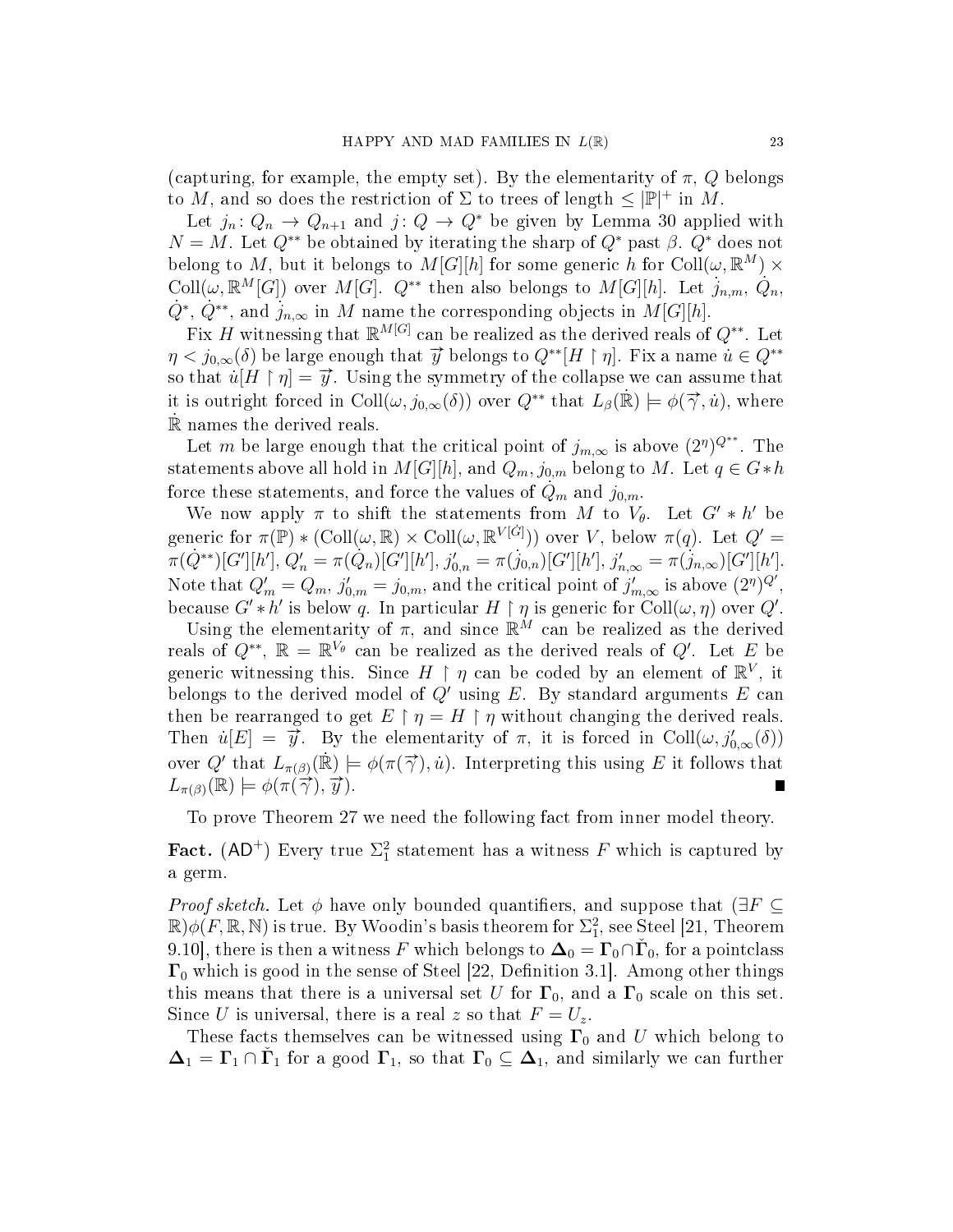(capturing, for example, the empty set). By the elementarity of $\pi$, $Q$ belongs to $M$, and so does the restriction of $\Sigma$ to trees of length $\leq |\mathbb{P}|^+$ in $M$.

Let $j_n \colon Q_n \to Q_{n+1}$ and $j \colon Q \to Q^*$ be given by Lemma 30 applied with $N = M$. Let $Q^{**}$ be obtained by iterating the sharp of $Q^*$ past $\beta$. $Q^*$ does not belong to $M$, but it belongs to $M[G][h]$ for some generic $h$ for $\mathrm{Coll}(\omega, \mathbb{R}^M) \times \mathrm{Coll}(\omega, \mathbb{R}^M[G])$ over $M[G]$. $Q^{**}$ then also belongs to $M[G][h]$. Let $\dot{j}_{n,m}$, $\dot{Q}_n$, $\dot{Q}^*$, $\dot{Q}^{**}$, and $\dot{j}_{n,\infty}$ in $M$ name the corresponding objects in $M[G][h]$.

Fix $H$ witnessing that $\mathbb{R}^{M[G]}$ can be realized as the derived reals of $Q^{**}$. Let $\eta < j_{0,\infty}(\delta)$ be large enough that $\vec{y}$ belongs to $Q^{**}[H \restriction \eta]$. Fix a name $\dot{u} \in Q^{**}$ so that $\dot{u}[H \restriction \eta] = \vec{y}$. Using the symmetry of the collapse we can assume that it is outright forced in $\mathrm{Coll}(\omega, j_{0,\infty}(\delta))$ over $Q^{**}$ that $L_\beta(\dot{\mathbb{R}}) \models \phi(\vec{\gamma}, \dot{u})$, where $\dot{\mathbb{R}}$ names the derived reals.

Let $m$ be large enough that the critical point of $j_{m,\infty}$ is above $(2^\eta)^{Q^{**}}$. The statements above all hold in $M[G][h]$, and $Q_m, j_{0,m}$ belong to $M$. Let $q \in G * h$ force these statements, and force the values of $\dot{Q}_m$ and $\dot{j}_{0,m}$.

We now apply $\pi$ to shift the statements from $M$ to $V_\theta$. Let $G' * h'$ be generic for $\pi(\mathbb{P}) * (\mathrm{Coll}(\omega, \mathbb{R}) \times \mathrm{Coll}(\omega, \mathbb{R}^{V[\dot{G}]}))$ over $V$, below $\pi(q)$. Let $Q' = \pi(\dot{Q}^{**})[G'][h']$, $Q'_n = \pi(\dot{Q}_n)[G'][h']$, $j'_{0,n} = \pi(\dot{j}_{0,n})[G'][h']$, $j'_{n,\infty} = \pi(\dot{j}_{n,\infty})[G'][h']$. Note that $Q'_m = Q_m$, $j'_{0,m} = j_{0,m}$, and the critical point of $j'_{m,\infty}$ is above $(2^\eta)^{Q'}$, because $G' * h'$ is below $q$. In particular $H \restriction \eta$ is generic for $\mathrm{Coll}(\omega, \eta)$ over $Q'$.

Using the elementarity of $\pi$, and since $\mathbb{R}^M$ can be realized as the derived reals of $Q^{**}$, $\mathbb{R} = \mathbb{R}^{V_\theta}$ can be realized as the derived reals of $Q'$. Let $E$ be generic witnessing this. Since $H \restriction \eta$ can be coded by an element of $\mathbb{R}^V$, it belongs to the derived model of $Q'$ using $E$. By standard arguments $E$ can then be rearranged to get $E \restriction \eta = H \restriction \eta$ without changing the derived reals. Then $\dot{u}[E] = \vec{y}$. By the elementarity of $\pi$, it is forced in $\mathrm{Coll}(\omega, j'_{0,\infty}(\delta))$ over $Q'$ that $L_{\pi(\beta)}(\dot{\mathbb{R}}) \models \phi(\pi(\vec{\gamma}), \dot{u})$. Interpreting this using $E$ it follows that $L_{\pi(\beta)}(\mathbb{R}) \models \phi(\pi(\vec{\gamma}), \vec{y})$. ∎

To prove Theorem 27 we need the following fact from inner model theory.

**Fact.** ($\mathsf{AD}^+$) Every true $\Sigma^2_1$ statement has a witness $F$ which is captured by a germ.

*Proof sketch.* Let $\phi$ have only bounded quantifiers, and suppose that $(\exists F \subseteq \mathbb{R})\phi(F, \mathbb{R}, \mathbb{N})$ is true. By Woodin's basis theorem for $\Sigma^2_1$, see Steel [21, Theorem 9.10], there is then a witness $F$ which belongs to $\mathbf{\Delta}_0 = \mathbf{\Gamma}_0 \cap \check{\mathbf{\Gamma}}_0$, for a pointclass $\mathbf{\Gamma}_0$ which is good in the sense of Steel [22, Definition 3.1]. Among other things this means that there is a universal set $U$ for $\mathbf{\Gamma}_0$, and a $\mathbf{\Gamma}_0$ scale on this set. Since $U$ is universal, there is a real $z$ so that $F = U_z$.

These facts themselves can be witnessed using $\mathbf{\Gamma}_0$ and $U$ which belong to $\mathbf{\Delta}_1 = \mathbf{\Gamma}_1 \cap \check{\mathbf{\Gamma}}_1$ for a good $\mathbf{\Gamma}_1$, so that $\mathbf{\Gamma}_0 \subseteq \mathbf{\Delta}_1$, and similarly we can further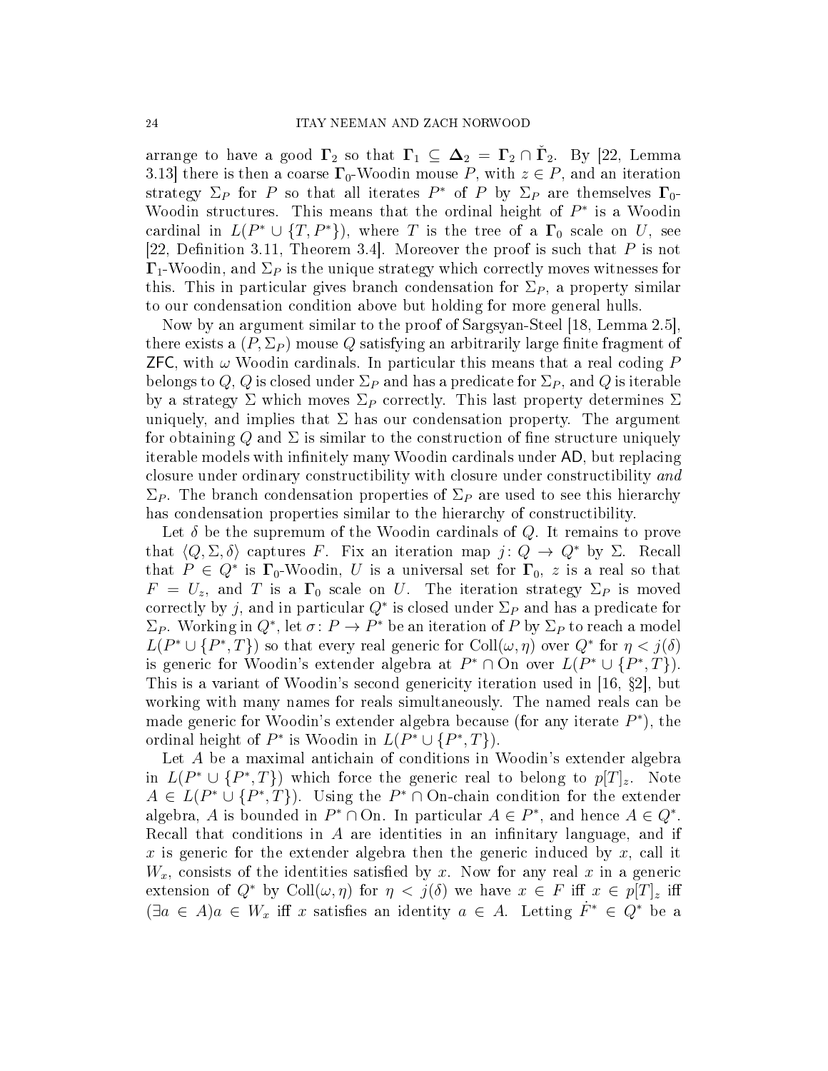arrange to have a good $\mathbf{\Gamma}_2$ so that $\mathbf{\Gamma}_1 \subseteq \mathbf{\Delta}_2 = \mathbf{\Gamma}_2 \cap \check{\mathbf{\Gamma}}_2$. By [22, Lemma 3.13] there is then a coarse $\mathbf{\Gamma}_0$-Woodin mouse $P$, with $z \in P$, and an iteration strategy $\Sigma_P$ for $P$ so that all iterates $P^*$ of $P$ by $\Sigma_P$ are themselves $\mathbf{\Gamma}_0$-Woodin structures. This means that the ordinal height of $P^*$ is a Woodin cardinal in $L(P^* \cup \{T, P^*\})$, where $T$ is the tree of a $\mathbf{\Gamma}_0$ scale on $U$, see [22, Definition 3.11, Theorem 3.4]. Moreover the proof is such that $P$ is not $\mathbf{\Gamma}_1$-Woodin, and $\Sigma_P$ is the unique strategy which correctly moves witnesses for this. This in particular gives branch condensation for $\Sigma_P$, a property similar to our condensation condition above but holding for more general hulls.

Now by an argument similar to the proof of Sargsyan-Steel [18, Lemma 2.5], there exists a $(P, \Sigma_P)$ mouse $Q$ satisfying an arbitrarily large finite fragment of ZFC, with $\omega$ Woodin cardinals. In particular this means that a real coding $P$ belongs to $Q$, $Q$ is closed under $\Sigma_P$ and has a predicate for $\Sigma_P$, and $Q$ is iterable by a strategy $\Sigma$ which moves $\Sigma_P$ correctly. This last property determines $\Sigma$ uniquely, and implies that $\Sigma$ has our condensation property. The argument for obtaining $Q$ and $\Sigma$ is similar to the construction of fine structure uniquely iterable models with infinitely many Woodin cardinals under AD, but replacing closure under ordinary constructibility with closure under constructibility *and* $\Sigma_P$. The branch condensation properties of $\Sigma_P$ are used to see this hierarchy has condensation properties similar to the hierarchy of constructibility.

Let $\delta$ be the supremum of the Woodin cardinals of $Q$. It remains to prove that $\langle Q, \Sigma, \delta\rangle$ captures $F$. Fix an iteration map $j \colon Q \to Q^*$ by $\Sigma$. Recall that $P \in Q^*$ is $\mathbf{\Gamma}_0$-Woodin, $U$ is a universal set for $\mathbf{\Gamma}_0$, $z$ is a real so that $F = U_z$, and $T$ is a $\mathbf{\Gamma}_0$ scale on $U$. The iteration strategy $\Sigma_P$ is moved correctly by $j$, and in particular $Q^*$ is closed under $\Sigma_P$ and has a predicate for $\Sigma_P$. Working in $Q^*$, let $\sigma \colon P \to P^*$ be an iteration of $P$ by $\Sigma_P$ to reach a model $L(P^* \cup \{P^*, T\})$ so that every real generic for $\text{Coll}(\omega, \eta)$ over $Q^*$ for $\eta < j(\delta)$ is generic for Woodin's extender algebra at $P^* \cap \text{On}$ over $L(P^* \cup \{P^*, T\})$. This is a variant of Woodin's second genericity iteration used in [16, §2], but working with many names for reals simultaneously. The named reals can be made generic for Woodin's extender algebra because (for any iterate $P^*$), the ordinal height of $P^*$ is Woodin in $L(P^* \cup \{P^*, T\})$.

Let $A$ be a maximal antichain of conditions in Woodin's extender algebra in $L(P^* \cup \{P^*, T\})$ which force the generic real to belong to $p[T]_z$. Note $A \in L(P^* \cup \{P^*, T\})$. Using the $P^* \cap \text{On}$-chain condition for the extender algebra, $A$ is bounded in $P^* \cap \text{On}$. In particular $A \in P^*$, and hence $A \in Q^*$. Recall that conditions in $A$ are identities in an infinitary language, and if $x$ is generic for the extender algebra then the generic induced by $x$, call it $W_x$, consists of the identities satisfied by $x$. Now for any real $x$ in a generic extension of $Q^*$ by $\text{Coll}(\omega, \eta)$ for $\eta < j(\delta)$ we have $x \in F$ iff $x \in p[T]_z$ iff $(\exists a \in A) a \in W_x$ iff $x$ satisfies an identity $a \in A$. Letting $\dot{F}^* \in Q^*$ be a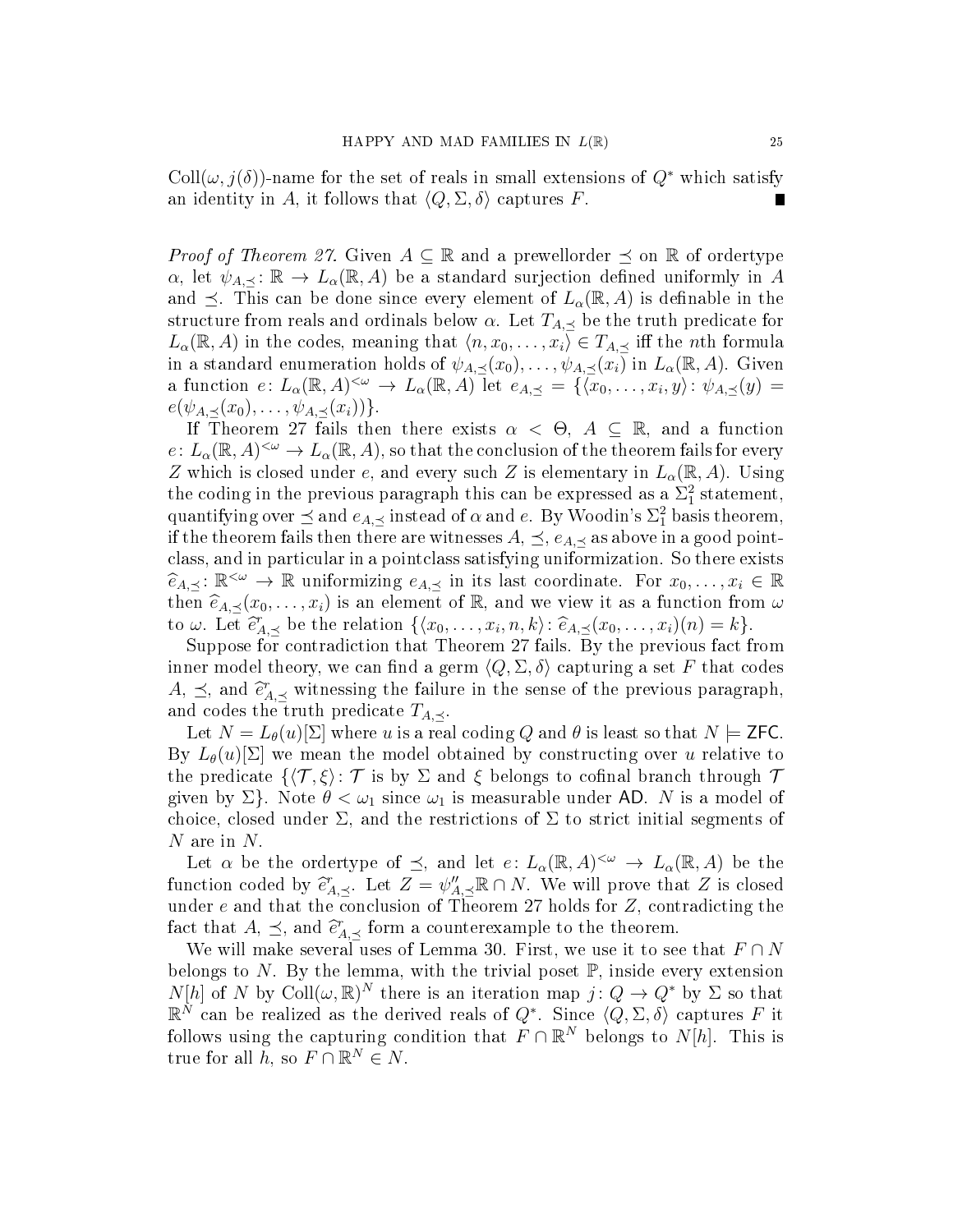$\mathrm{Coll}(\omega, j(\delta))$-name for the set of reals in small extensions of $Q^*$ which satisfy an identity in $A$, it follows that $\langle Q, \Sigma, \delta\rangle$ captures $F$. ∎

*Proof of Theorem 27.* Given $A \subseteq \mathbb{R}$ and a prewellorder $\preceq$ on $\mathbb{R}$ of ordertype $\alpha$, let $\psi_{A,\preceq} \colon \mathbb{R} \to L_\alpha(\mathbb{R}, A)$ be a standard surjection defined uniformly in $A$ and $\preceq$. This can be done since every element of $L_\alpha(\mathbb{R}, A)$ is definable in the structure from reals and ordinals below $\alpha$. Let $T_{A,\preceq}$ be the truth predicate for $L_\alpha(\mathbb{R}, A)$ in the codes, meaning that $\langle n, x_0, \dots, x_i\rangle \in T_{A,\preceq}$ iff the $n$th formula in a standard enumeration holds of $\psi_{A,\preceq}(x_0), \dots, \psi_{A,\preceq}(x_i)$ in $L_\alpha(\mathbb{R}, A)$. Given a function $e \colon L_\alpha(\mathbb{R}, A)^{<\omega} \to L_\alpha(\mathbb{R}, A)$ let $e_{A,\preceq} = \{\langle x_0, \dots, x_i, y\rangle \colon \psi_{A,\preceq}(y) = e(\psi_{A,\preceq}(x_0), \dots, \psi_{A,\preceq}(x_i))\}$.

If Theorem 27 fails then there exists $\alpha < \Theta$, $A \subseteq \mathbb{R}$, and a function $e \colon L_\alpha(\mathbb{R}, A)^{<\omega} \to L_\alpha(\mathbb{R}, A)$, so that the conclusion of the theorem fails for every $Z$ which is closed under $e$, and every such $Z$ is elementary in $L_\alpha(\mathbb{R}, A)$. Using the coding in the previous paragraph this can be expressed as a $\Sigma^2_1$ statement, quantifying over $\preceq$ and $e_{A,\preceq}$ instead of $\alpha$ and $e$. By Woodin's $\Sigma^2_1$ basis theorem, if the theorem fails then there are witnesses $A$, $\preceq$, $e_{A,\preceq}$ as above in a good pointclass, and in particular in a pointclass satisfying uniformization. So there exists $\widehat{e}_{A,\preceq} \colon \mathbb{R}^{<\omega} \to \mathbb{R}$ uniformizing $e_{A,\preceq}$ in its last coordinate. For $x_0, \dots, x_i \in \mathbb{R}$ then $\widehat{e}_{A,\preceq}(x_0, \dots, x_i)$ is an element of $\mathbb{R}$, and we view it as a function from $\omega$ to $\omega$. Let $\widehat{e}^{\,r}_{A,\preceq}$ be the relation $\{\langle x_0, \dots, x_i, n, k\rangle \colon \widehat{e}_{A,\preceq}(x_0, \dots, x_i)(n) = k\}$.

Suppose for contradiction that Theorem 27 fails. By the previous fact from inner model theory, we can find a germ $\langle Q, \Sigma, \delta\rangle$ capturing a set $F$ that codes $A$, $\preceq$, and $\widehat{e}^{\,r}_{A,\preceq}$ witnessing the failure in the sense of the previous paragraph, and codes the truth predicate $T_{A,\preceq}$.

Let $N = L_\theta(u)[\Sigma]$ where $u$ is a real coding $Q$ and $\theta$ is least so that $N \models \mathsf{ZFC}$. By $L_\theta(u)[\Sigma]$ we mean the model obtained by constructing over $u$ relative to the predicate $\{\langle \mathcal{T}, \xi\rangle \colon \mathcal{T}$ is by $\Sigma$ and $\xi$ belongs to cofinal branch through $\mathcal{T}$ given by $\Sigma\}$. Note $\theta < \omega_1$ since $\omega_1$ is measurable under $\mathsf{AD}$. $N$ is a model of choice, closed under $\Sigma$, and the restrictions of $\Sigma$ to strict initial segments of $N$ are in $N$.

Let $\alpha$ be the ordertype of $\preceq$, and let $e \colon L_\alpha(\mathbb{R}, A)^{<\omega} \to L_\alpha(\mathbb{R}, A)$ be the function coded by $\widehat{e}^{\,r}_{A,\preceq}$. Let $Z = \psi''_{A,\preceq}\mathbb{R} \cap N$. We will prove that $Z$ is closed under $e$ and that the conclusion of Theorem 27 holds for $Z$, contradicting the fact that $A$, $\preceq$, and $\widehat{e}^{\,r}_{A,\preceq}$ form a counterexample to the theorem.

We will make several uses of Lemma 30. First, we use it to see that $F \cap N$ belongs to $N$. By the lemma, with the trivial poset $\mathbb{P}$, inside every extension $N[h]$ of $N$ by $\mathrm{Coll}(\omega, \mathbb{R})^N$ there is an iteration map $j \colon Q \to Q^*$ by $\Sigma$ so that $\mathbb{R}^N$ can be realized as the derived reals of $Q^*$. Since $\langle Q, \Sigma, \delta\rangle$ captures $F$ it follows using the capturing condition that $F \cap \mathbb{R}^N$ belongs to $N[h]$. This is true for all $h$, so $F \cap \mathbb{R}^N \in N$.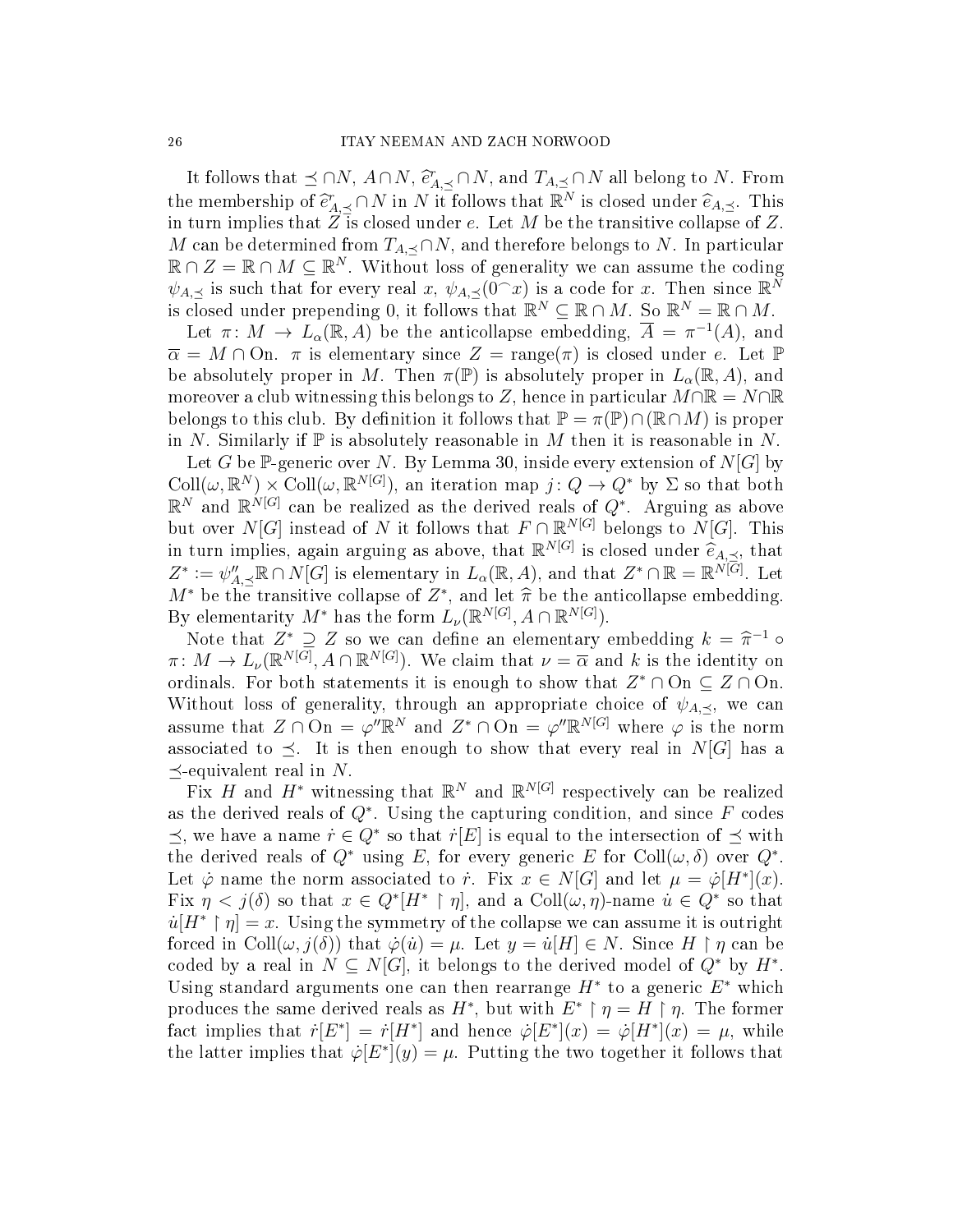It follows that $\preceq \cap N$, $A \cap N$, $\widehat{e}^r_{A,\preceq} \cap N$, and $T_{A,\preceq} \cap N$ all belong to $N$. From the membership of $\widehat{e}^r_{A,\preceq} \cap N$ in $N$ it follows that $\mathbb{R}^N$ is closed under $\widehat{e}_{A,\preceq}$. This in turn implies that $Z$ is closed under $e$. Let $M$ be the transitive collapse of $Z$. $M$ can be determined from $T_{A,\preceq} \cap N$, and therefore belongs to $N$. In particular $\mathbb{R} \cap Z = \mathbb{R} \cap M \subseteq \mathbb{R}^N$. Without loss of generality we can assume the coding $\psi_{A,\preceq}$ is such that for every real $x$, $\psi_{A,\preceq}(0^\frown x)$ is a code for $x$. Then since $\mathbb{R}^N$ is closed under prepending 0, it follows that $\mathbb{R}^N \subseteq \mathbb{R} \cap M$. So $\mathbb{R}^N = \mathbb{R} \cap M$.

Let $\pi \colon M \to L_\alpha(\mathbb{R}, A)$ be the anticollapse embedding, $\overline{A} = \pi^{-1}(A)$, and $\overline{\alpha} = M \cap \mathrm{On}$. $\pi$ is elementary since $Z = \mathrm{range}(\pi)$ is closed under $e$. Let $\mathbb{P}$ be absolutely proper in $M$. Then $\pi(\mathbb{P})$ is absolutely proper in $L_\alpha(\mathbb{R}, A)$, and moreover a club witnessing this belongs to $Z$, hence in particular $M \cap \mathbb{R} = N \cap \mathbb{R}$ belongs to this club. By definition it follows that $\mathbb{P} = \pi(\mathbb{P}) \cap (\mathbb{R} \cap M)$ is proper in $N$. Similarly if $\mathbb{P}$ is absolutely reasonable in $M$ then it is reasonable in $N$.

Let $G$ be $\mathbb{P}$-generic over $N$. By Lemma 30, inside every extension of $N[G]$ by $\mathrm{Coll}(\omega, \mathbb{R}^N) \times \mathrm{Coll}(\omega, \mathbb{R}^{N[G]})$, an iteration map $j \colon Q \to Q^*$ by $\Sigma$ so that both $\mathbb{R}^N$ and $\mathbb{R}^{N[G]}$ can be realized as the derived reals of $Q^*$. Arguing as above but over $N[G]$ instead of $N$ it follows that $F \cap \mathbb{R}^{N[G]}$ belongs to $N[G]$. This in turn implies, again arguing as above, that $\mathbb{R}^{N[G]}$ is closed under $\widehat{e}_{A,\preceq}$, that $Z^* := \psi''_{A,\preceq}\mathbb{R} \cap N[G]$ is elementary in $L_\alpha(\mathbb{R}, A)$, and that $Z^* \cap \mathbb{R} = \mathbb{R}^{N[G]}$. Let $M^*$ be the transitive collapse of $Z^*$, and let $\widehat{\pi}$ be the anticollapse embedding. By elementarity $M^*$ has the form $L_\nu(\mathbb{R}^{N[G]}, A \cap \mathbb{R}^{N[G]})$.

Note that $Z^* \supseteq Z$ so we can define an elementary embedding $k = \widehat{\pi}^{-1} \circ \pi \colon M \to L_\nu(\mathbb{R}^{N[G]}, A \cap \mathbb{R}^{N[G]})$. We claim that $\nu = \overline{\alpha}$ and $k$ is the identity on ordinals. For both statements it is enough to show that $Z^* \cap \mathrm{On} \subseteq Z \cap \mathrm{On}$. Without loss of generality, through an appropriate choice of $\psi_{A,\preceq}$, we can assume that $Z \cap \mathrm{On} = \varphi''\mathbb{R}^N$ and $Z^* \cap \mathrm{On} = \varphi''\mathbb{R}^{N[G]}$ where $\varphi$ is the norm associated to $\preceq$. It is then enough to show that every real in $N[G]$ has a $\preceq$-equivalent real in $N$.

Fix $H$ and $H^*$ witnessing that $\mathbb{R}^N$ and $\mathbb{R}^{N[G]}$ respectively can be realized as the derived reals of $Q^*$. Using the capturing condition, and since $F$ codes $\preceq$, we have a name $\dot{r} \in Q^*$ so that $\dot{r}[E]$ is equal to the intersection of $\preceq$ with the derived reals of $Q^*$ using $E$, for every generic $E$ for $\mathrm{Coll}(\omega, \delta)$ over $Q^*$. Let $\dot{\varphi}$ name the norm associated to $\dot{r}$. Fix $x \in N[G]$ and let $\mu = \dot{\varphi}[H^*](x)$. Fix $\eta < j(\delta)$ so that $x \in Q^*[H^* \restriction \eta]$, and a $\mathrm{Coll}(\omega, \eta)$-name $\dot{u} \in Q^*$ so that $\dot{u}[H^* \restriction \eta] = x$. Using the symmetry of the collapse we can assume it is outright forced in $\mathrm{Coll}(\omega, j(\delta))$ that $\dot{\varphi}(\dot{u}) = \mu$. Let $y = \dot{u}[H] \in N$. Since $H \restriction \eta$ can be coded by a real in $N \subseteq N[G]$, it belongs to the derived model of $Q^*$ by $H^*$. Using standard arguments one can then rearrange $H^*$ to a generic $E^*$ which produces the same derived reals as $H^*$, but with $E^* \restriction \eta = H \restriction \eta$. The former fact implies that $\dot{r}[E^*] = \dot{r}[H^*]$ and hence $\dot{\varphi}[E^*](x) = \dot{\varphi}[H^*](x) = \mu$, while the latter implies that $\dot{\varphi}[E^*](y) = \mu$. Putting the two together it follows that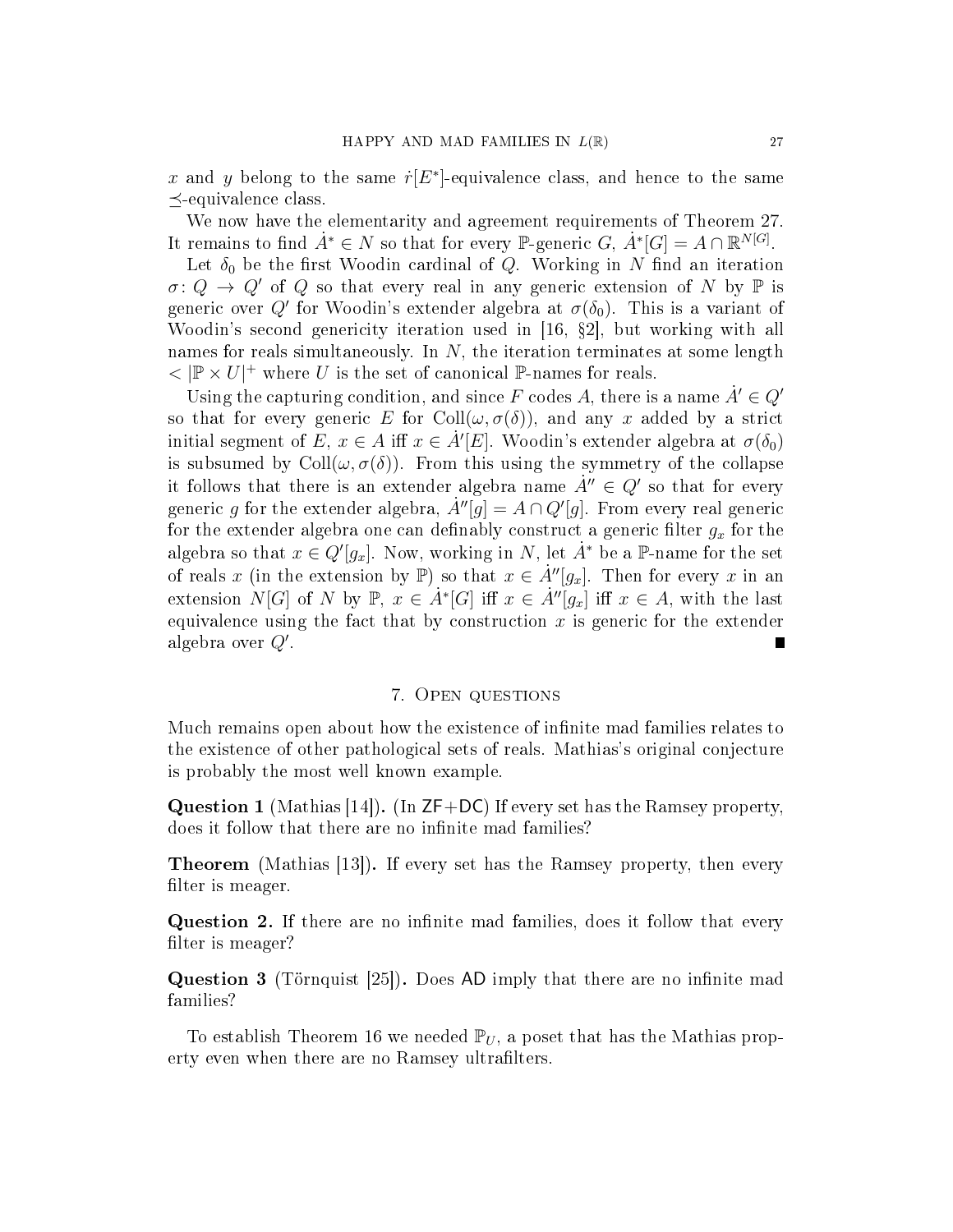$x$ and $y$ belong to the same $\dot{r}[E^*]$-equivalence class, and hence to the same $\preceq$-equivalence class.

We now have the elementarity and agreement requirements of Theorem 27. It remains to find $\dot{A}^* \in N$ so that for every $\mathbb{P}$-generic $G$, $\dot{A}^*[G] = A \cap \mathbb{R}^{N[G]}$.

Let $\delta_0$ be the first Woodin cardinal of $Q$. Working in $N$ find an iteration $\sigma\colon Q \to Q'$ of $Q$ so that every real in any generic extension of $N$ by $\mathbb{P}$ is generic over $Q'$ for Woodin's extender algebra at $\sigma(\delta_0)$. This is a variant of Woodin's second genericity iteration used in [16, §2], but working with all names for reals simultaneously. In $N$, the iteration terminates at some length $< |\mathbb{P} \times U|^+$ where $U$ is the set of canonical $\mathbb{P}$-names for reals.

Using the capturing condition, and since $F$ codes $A$, there is a name $\dot{A}' \in Q'$ so that for every generic $E$ for $\mathrm{Coll}(\omega, \sigma(\delta))$, and any $x$ added by a strict initial segment of $E$, $x \in A$ iff $x \in \dot{A}'[E]$. Woodin's extender algebra at $\sigma(\delta_0)$ is subsumed by $\mathrm{Coll}(\omega, \sigma(\delta))$. From this using the symmetry of the collapse it follows that there is an extender algebra name $\dot{A}'' \in Q'$ so that for every generic $g$ for the extender algebra, $\dot{A}''[g] = A \cap Q'[g]$. From every real generic for the extender algebra one can definably construct a generic filter $g_x$ for the algebra so that $x \in Q'[g_x]$. Now, working in $N$, let $\dot{A}^*$ be a $\mathbb{P}$-name for the set of reals $x$ (in the extension by $\mathbb{P}$) so that $x \in \dot{A}''[g_x]$. Then for every $x$ in an extension $N[G]$ of $N$ by $\mathbb{P}$, $x \in \dot{A}^*[G]$ iff $x \in \dot{A}''[g_x]$ iff $x \in A$, with the last equivalence using the fact that by construction $x$ is generic for the extender algebra over $Q'$. ∎

## 7. Open questions

Much remains open about how the existence of infinite mad families relates to the existence of other pathological sets of reals. Mathias's original conjecture is probably the most well known example.

**Question 1** (Mathias [14])**.** (In ZF+DC) If every set has the Ramsey property, does it follow that there are no infinite mad families?

**Theorem** (Mathias [13])**.** If every set has the Ramsey property, then every filter is meager.

**Question 2.** If there are no infinite mad families, does it follow that every filter is meager?

**Question 3** (Törnquist [25])**.** Does AD imply that there are no infinite mad families?

To establish Theorem 16 we needed $\mathbb{P}_U$, a poset that has the Mathias property even when there are no Ramsey ultrafilters.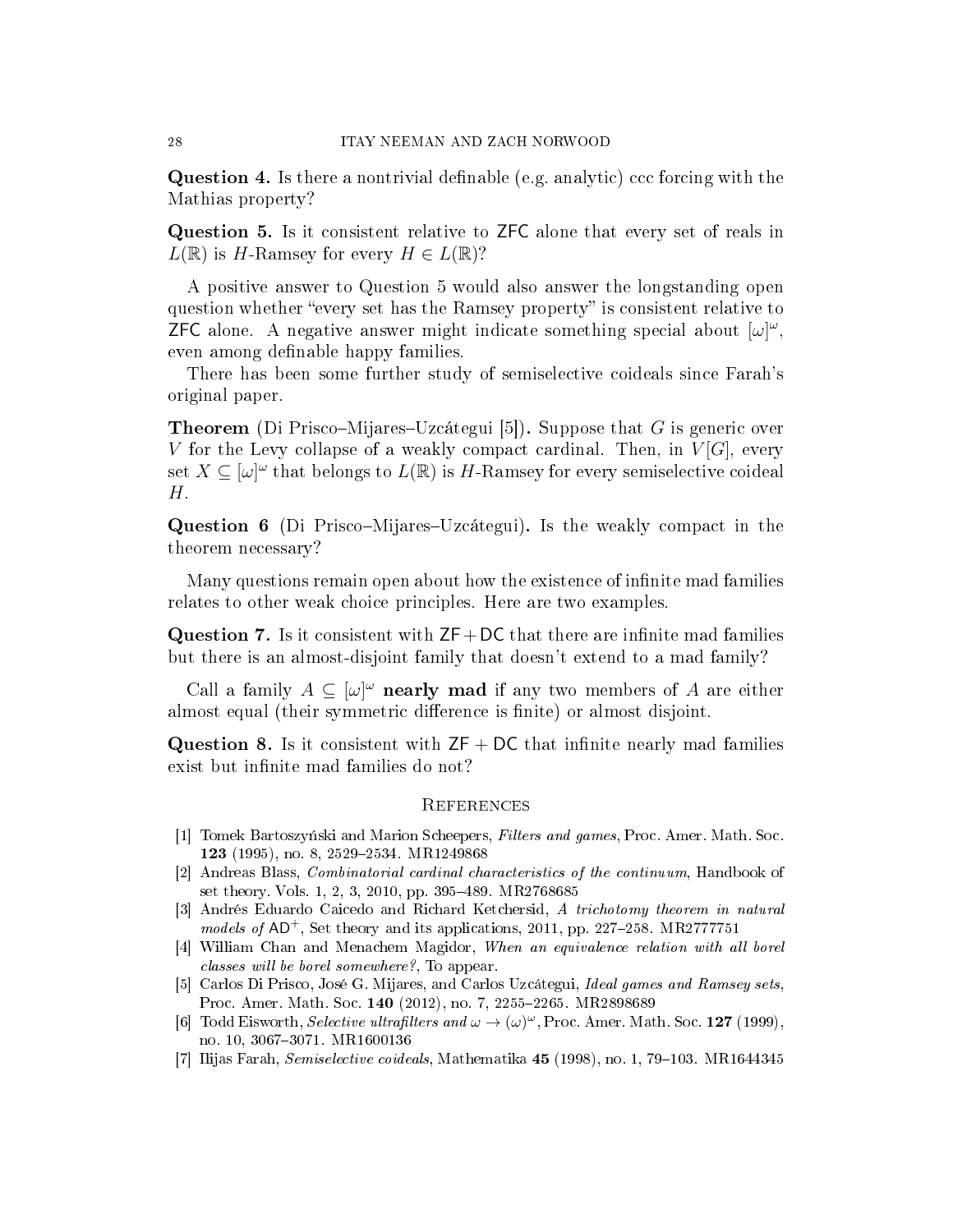**Question 4.** Is there a nontrivial definable (e.g. analytic) ccc forcing with the Mathias property?

**Question 5.** Is it consistent relative to ZFC alone that every set of reals in $L(\mathbb{R})$ is $H$-Ramsey for every $H \in L(\mathbb{R})$?

A positive answer to Question 5 would also answer the longstanding open question whether "every set has the Ramsey property" is consistent relative to ZFC alone. A negative answer might indicate something special about $[\omega]^\omega$, even among definable happy families.

There has been some further study of semiselective coideals since Farah's original paper.

**Theorem** (Di Prisco–Mijares–Uzcátegui [5])**.** Suppose that $G$ is generic over $V$ for the Levy collapse of a weakly compact cardinal. Then, in $V[G]$, every set $X \subseteq [\omega]^\omega$ that belongs to $L(\mathbb{R})$ is $H$-Ramsey for every semiselective coideal $H$.

**Question 6** (Di Prisco–Mijares–Uzcátegui)**.** Is the weakly compact in the theorem necessary?

Many questions remain open about how the existence of infinite mad families relates to other weak choice principles. Here are two examples.

**Question 7.** Is it consistent with $\mathsf{ZF}+\mathsf{DC}$ that there are infinite mad families but there is an almost-disjoint family that doesn't extend to a mad family?

Call a family $A \subseteq [\omega]^\omega$ **nearly mad** if any two members of $A$ are either almost equal (their symmetric difference is finite) or almost disjoint.

**Question 8.** Is it consistent with $\mathsf{ZF}+\mathsf{DC}$ that infinite nearly mad families exist but infinite mad families do not?

## References

[1] Tomek Bartoszyński and Marion Scheepers, *Filters and games*, Proc. Amer. Math. Soc. **123** (1995), no. 8, 2529–2534. MR1249868

[2] Andreas Blass, *Combinatorial cardinal characteristics of the continuum*, Handbook of set theory. Vols. 1, 2, 3, 2010, pp. 395–489. MR2768685

[3] Andrés Eduardo Caicedo and Richard Ketchersid, *A trichotomy theorem in natural models of* $\mathsf{AD}^+$, Set theory and its applications, 2011, pp. 227–258. MR2777751

[4] William Chan and Menachem Magidor, *When an equivalence relation with all borel classes will be borel somewhere?*, To appear.

[5] Carlos Di Prisco, José G. Mijares, and Carlos Uzcátegui, *Ideal games and Ramsey sets*, Proc. Amer. Math. Soc. **140** (2012), no. 7, 2255–2265. MR2898689

[6] Todd Eisworth, *Selective ultrafilters and* $\omega \to (\omega)^\omega$, Proc. Amer. Math. Soc. **127** (1999), no. 10, 3067–3071. MR1600136

[7] Ilijas Farah, *Semiselective coideals*, Mathematika **45** (1998), no. 1, 79–103. MR1644345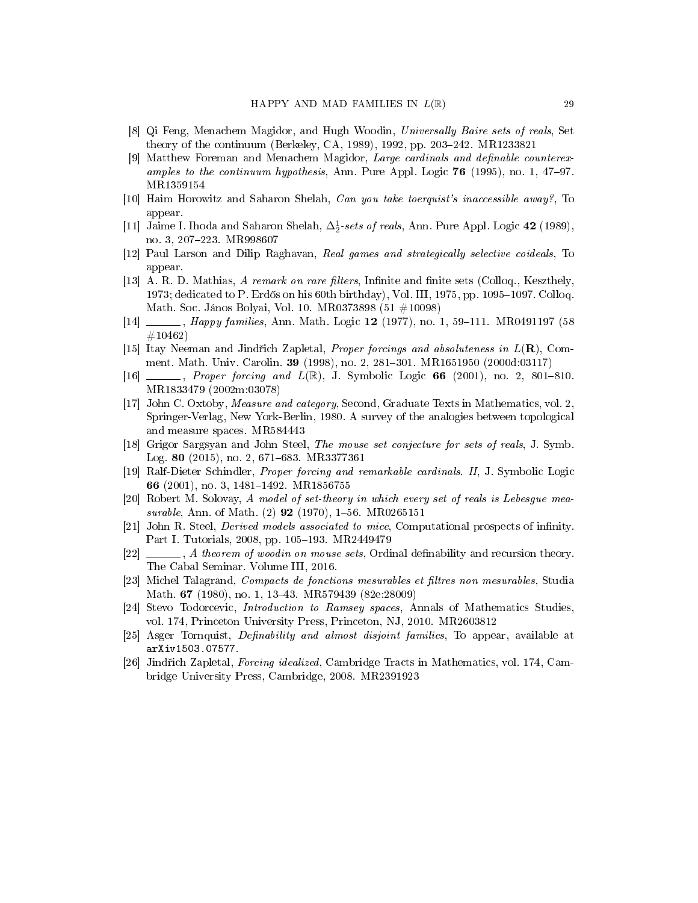[8] Qi Feng, Menachem Magidor, and Hugh Woodin, *Universally Baire sets of reals*, Set theory of the continuum (Berkeley, CA, 1989), 1992, pp. 203–242. MR1233821

[9] Matthew Foreman and Menachem Magidor, *Large cardinals and definable counterexamples to the continuum hypothesis*, Ann. Pure Appl. Logic **76** (1995), no. 1, 47–97. MR1359154

[10] Haim Horowitz and Saharon Shelah, *Can you take toerquist's inaccessible away?*, To appear.

[11] Jaime I. Ihoda and Saharon Shelah, *$\Delta^1_2$-sets of reals*, Ann. Pure Appl. Logic **42** (1989), no. 3, 207–223. MR998607

[12] Paul Larson and Dilip Raghavan, *Real games and strategically selective coideals*, To appear.

[13] A. R. D. Mathias, *A remark on rare filters*, Infinite and finite sets (Colloq., Keszthely, 1973; dedicated to P. Erdős on his 60th birthday), Vol. III, 1975, pp. 1095–1097. Colloq. Math. Soc. János Bolyai, Vol. 10. MR0373898 (51 #10098)

[14] ______, *Happy families*, Ann. Math. Logic **12** (1977), no. 1, 59–111. MR0491197 (58 #10462)

[15] Itay Neeman and Jindřich Zapletal, *Proper forcings and absoluteness in $L(\mathbf{R})$*, Comment. Math. Univ. Carolin. **39** (1998), no. 2, 281–301. MR1651950 (2000d:03117)

[16] ______, *Proper forcing and $L(\mathbb{R})$*, J. Symbolic Logic **66** (2001), no. 2, 801–810. MR1833479 (2002m:03078)

[17] John C. Oxtoby, *Measure and category*, Second, Graduate Texts in Mathematics, vol. 2, Springer-Verlag, New York-Berlin, 1980. A survey of the analogies between topological and measure spaces. MR584443

[18] Grigor Sargsyan and John Steel, *The mouse set conjecture for sets of reals*, J. Symb. Log. **80** (2015), no. 2, 671–683. MR3377361

[19] Ralf-Dieter Schindler, *Proper forcing and remarkable cardinals. II*, J. Symbolic Logic **66** (2001), no. 3, 1481–1492. MR1856755

[20] Robert M. Solovay, *A model of set-theory in which every set of reals is Lebesgue measurable*, Ann. of Math. (2) **92** (1970), 1–56. MR0265151

[21] John R. Steel, *Derived models associated to mice*, Computational prospects of infinity. Part I. Tutorials, 2008, pp. 105–193. MR2449479

[22] ______, *A theorem of woodin on mouse sets*, Ordinal definability and recursion theory. The Cabal Seminar. Volume III, 2016.

[23] Michel Talagrand, *Compacts de fonctions mesurables et filtres non mesurables*, Studia Math. **67** (1980), no. 1, 13–43. MR579439 (82e:28009)

[24] Stevo Todorcevic, *Introduction to Ramsey spaces*, Annals of Mathematics Studies, vol. 174, Princeton University Press, Princeton, NJ, 2010. MR2603812

[25] Asger Tornquist, *Definability and almost disjoint families*, To appear, available at `arXiv1503.07577`.

[26] Jindřich Zapletal, *Forcing idealized*, Cambridge Tracts in Mathematics, vol. 174, Cambridge University Press, Cambridge, 2008. MR2391923